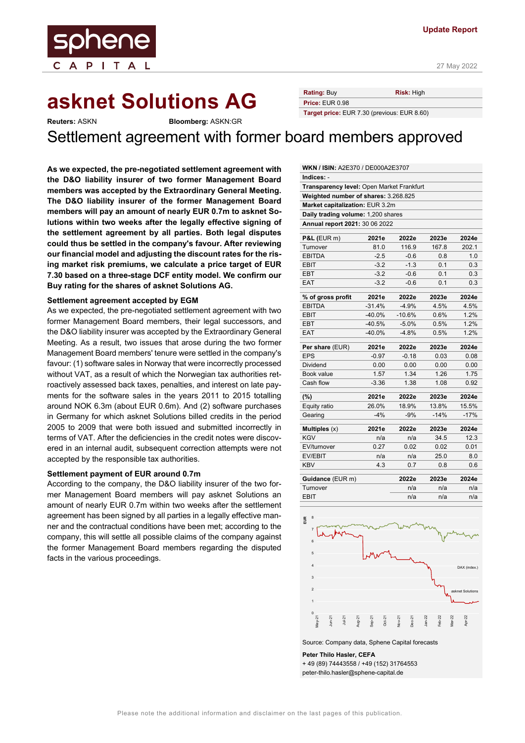Update Report

27 May 2022

# asknet Solutions AG

**Reuters:** ASKN **Bloomberg:** ASKN:GR

| **Rating:** Buy | **Risk:** High |
|---|---|
| **Price:** EUR 0.98 | |
| **Target price:** EUR 7.30 (previous: EUR 8.60) | |

## Settlement agreement with former board members approved

**As we expected, the pre-negotiated settlement agreement with the D&O liability insurer of two former Management Board members was accepted by the Extraordinary General Meeting. The D&O liability insurer of the former Management Board members will pay an amount of nearly EUR 0.7m to asknet Solutions within two weeks after the legally effective signing of the settlement agreement by all parties. Both legal disputes could thus be settled in the company's favour. After reviewing our financial model and adjusting the discount rates for the rising market risk premiums, we calculate a price target of EUR 7.30 based on a three-stage DCF entity model. We confirm our Buy rating for the shares of asknet Solutions AG.**

**Settlement agreement accepted by EGM**

As we expected, the pre-negotiated settlement agreement with two former Management Board members, their legal successors, and the D&O liability insurer was accepted by the Extraordinary General Meeting. As a result, two issues that arose during the two former Management Board members' tenure were settled in the company's favour: (1) software sales in Norway that were incorrectly processed without VAT, as a result of which the Norwegian tax authorities retroactively assessed back taxes, penalties, and interest on late payments for the software sales in the years 2011 to 2015 totalling around NOK 6.3m (about EUR 0.6m). And (2) software purchases in Germany for which asknet Solutions billed credits in the period 2005 to 2009 that were both issued and submitted incorrectly in terms of VAT. After the deficiencies in the credit notes were discovered in an internal audit, subsequent correction attempts were not accepted by the responsible tax authorities.

**Settlement payment of EUR around 0.7m**

According to the company, the D&O liability insurer of the two former Management Board members will pay asknet Solutions an amount of nearly EUR 0.7m within two weeks after the settlement agreement has been signed by all parties in a legally effective manner and the contractual conditions have been met; according to the company, this will settle all possible claims of the company against the former Management Board members regarding the disputed facts in the various proceedings.

| **WKN / ISIN:** A2E370 / DE000A2E3707 |
|---|
| **Indices:** - |
| **Transparency level:** Open Market Frankfurt |
| **Weighted number of shares:** 3.268.825 |
| **Market capitalization:** EUR 3.2m |
| **Daily trading volume:** 1,200 shares |
| **Annual report 2021:** 30 06 2022 |

| **P&L** (EUR m) | **2021e** | **2022e** | **2023e** | **2024e** |
|---|---|---|---|---|
| Turnover | 81.0 | 116.9 | 167.8 | 202.1 |
| EBITDA | -2.5 | -0.6 | 0.8 | 1.0 |
| EBIT | -3.2 | -1.3 | 0.1 | 0.3 |
| EBT | -3.2 | -0.6 | 0.1 | 0.3 |
| EAT | -3.2 | -0.6 | 0.1 | 0.3 |
| **% of gross profit** | **2021e** | **2022e** | **2023e** | **2024e** |
| EBITDA | -31.4% | -4.9% | 4.5% | 4.5% |
| EBIT | -40.0% | -10.6% | 0.6% | 1.2% |
| EBT | -40.5% | -5.0% | 0.5% | 1.2% |
| EAT | -40.0% | -4.8% | 0.5% | 1.2% |
| **Per share** (EUR) | **2021e** | **2022e** | **2023e** | **2024e** |
| EPS | -0.97 | -0.18 | 0.03 | 0.08 |
| Dividend | 0.00 | 0.00 | 0.00 | 0.00 |
| Book value | 1.57 | 1.34 | 1.26 | 1.75 |
| Cash flow | -3.36 | 1.38 | 1.08 | 0.92 |
| **(%)** | **2021e** | **2022e** | **2023e** | **2024e** |
| Equity ratio | 26.0% | 18.9% | 13.8% | 15.5% |
| Gearing | -4% | -9% | -14% | -17% |
| **Multiples** (x) | **2021e** | **2022e** | **2023e** | **2024e** |
| KGV | n/a | n/a | 34.5 | 12.3 |
| EV/turnover | 0.27 | 0.02 | 0.02 | 0.01 |
| EV/EBIT | n/a | n/a | 25.0 | 8.0 |
| KBV | 4.3 | 0.7 | 0.8 | 0.6 |
| **Guidance** (EUR m) | | **2022e** | **2023e** | **2024e** |
| Turnover | | n/a | n/a | n/a |
| EBIT | | n/a | n/a | n/a |

Source: Company data, Sphene Capital forecasts

**Peter Thilo Hasler, CEFA**
+ 49 (89) 74443558 / +49 (152) 31764553
peter-thilo.hasler@sphene-capital.de

Please note the additional information and disclaimer on the last pages of this publication.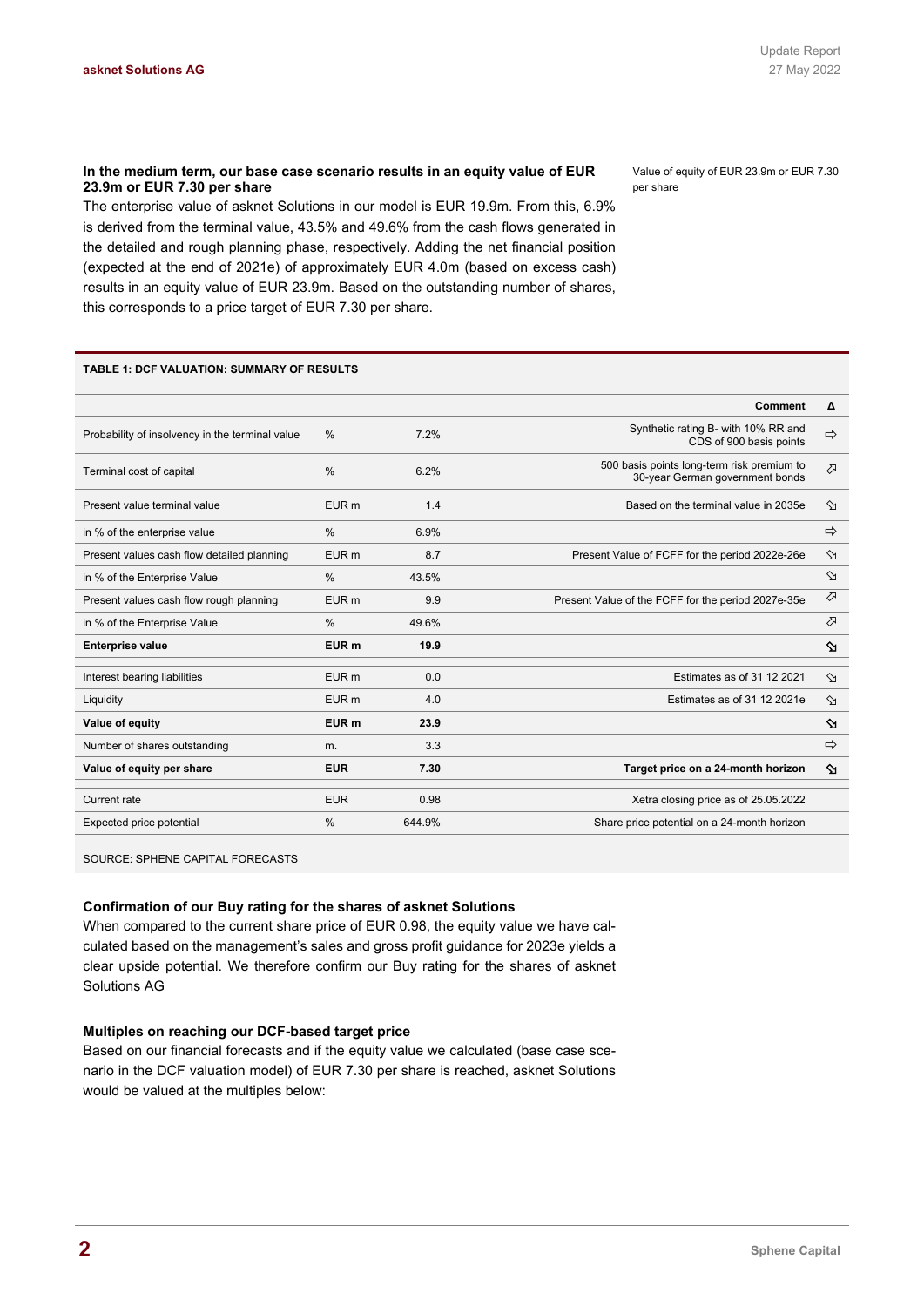### In the medium term, our base case scenario results in an equity value of EUR 23.9m or EUR 7.30 per share

Value of equity of EUR 23.9m or EUR 7.30 per share

The enterprise value of asknet Solutions in our model is EUR 19.9m. From this, 6.9% is derived from the terminal value, 43.5% and 49.6% from the cash flows generated in the detailed and rough planning phase, respectively. Adding the net financial position (expected at the end of 2021e) of approximately EUR 4.0m (based on excess cash) results in an equity value of EUR 23.9m. Based on the outstanding number of shares, this corresponds to a price target of EUR 7.30 per share.

**TABLE 1: DCF VALUATION: SUMMARY OF RESULTS**

| | | | Comment | Δ |
|---|---|---|---|---|
| Probability of insolvency in the terminal value | % | 7.2% | Synthetic rating B- with 10% RR and CDS of 900 basis points | ⇨ |
| Terminal cost of capital | % | 6.2% | 500 basis points long-term risk premium to 30-year German government bonds | ⇗ |
| Present value terminal value | EUR m | 1.4 | Based on the terminal value in 2035e | ⇘ |
| in % of the enterprise value | % | 6.9% | | ⇨ |
| Present values cash flow detailed planning | EUR m | 8.7 | Present Value of FCFF for the period 2022e-26e | ⇘ |
| in % of the Enterprise Value | % | 43.5% | | ⇘ |
| Present values cash flow rough planning | EUR m | 9.9 | Present Value of the FCFF for the period 2027e-35e | ⇗ |
| in % of the Enterprise Value | % | 49.6% | | ⇗ |
| **Enterprise value** | **EUR m** | **19.9** | | ⇘ |
| Interest bearing liabilities | EUR m | 0.0 | Estimates as of 31 12 2021 | ⇘ |
| Liquidity | EUR m | 4.0 | Estimates as of 31 12 2021e | ⇘ |
| **Value of equity** | **EUR m** | **23.9** | | ⇘ |
| Number of shares outstanding | m. | 3.3 | | ⇨ |
| **Value of equity per share** | **EUR** | **7.30** | **Target price on a 24-month horizon** | ⇘ |
| Current rate | EUR | 0.98 | Xetra closing price as of 25.05.2022 | |
| Expected price potential | % | 644.9% | Share price potential on a 24-month horizon | |

SOURCE: SPHENE CAPITAL FORECASTS

### Confirmation of our Buy rating for the shares of asknet Solutions

When compared to the current share price of EUR 0.98, the equity value we have calculated based on the management's sales and gross profit guidance for 2023e yields a clear upside potential. We therefore confirm our Buy rating for the shares of asknet Solutions AG

### Multiples on reaching our DCF-based target price

Based on our financial forecasts and if the equity value we calculated (base case scenario in the DCF valuation model) of EUR 7.30 per share is reached, asknet Solutions would be valued at the multiples below: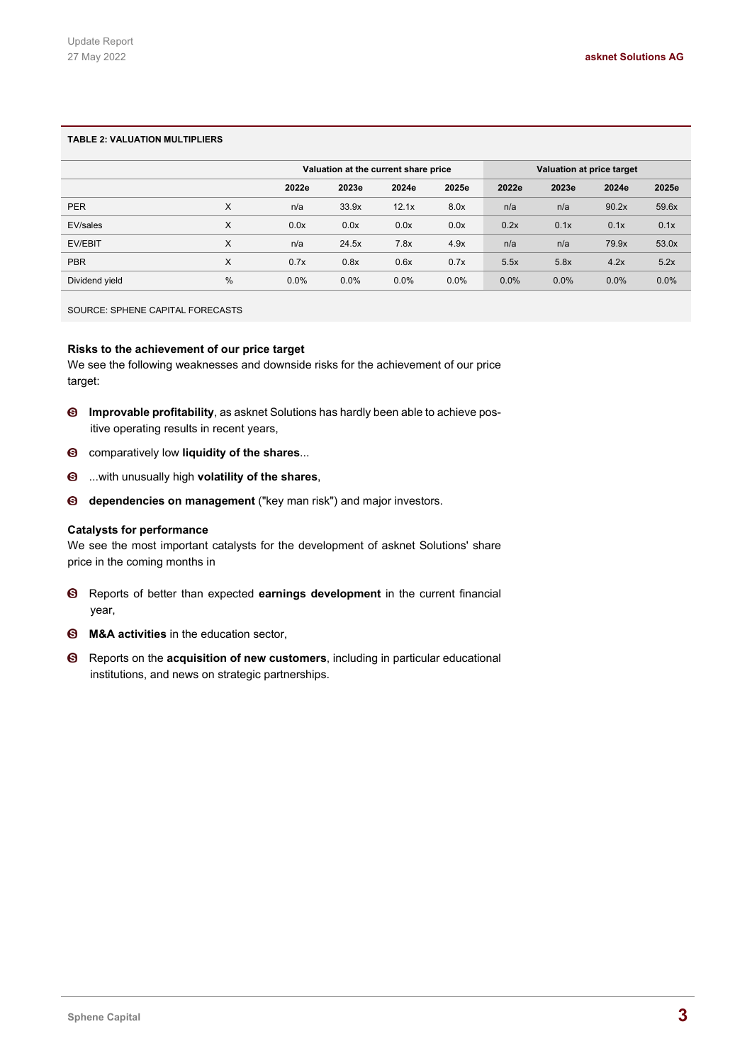**TABLE 2: VALUATION MULTIPLIERS**

| | | Valuation at the current share price | | | | Valuation at price target | | | |
|---|---|---|---|---|---|---|---|---|---|
| | | 2022e | 2023e | 2024e | 2025e | 2022e | 2023e | 2024e | 2025e |
| PER | X | n/a | 33.9x | 12.1x | 8.0x | n/a | n/a | 90.2x | 59.6x |
| EV/sales | X | 0.0x | 0.0x | 0.0x | 0.0x | 0.2x | 0.1x | 0.1x | 0.1x |
| EV/EBIT | X | n/a | 24.5x | 7.8x | 4.9x | n/a | n/a | 79.9x | 53.0x |
| PBR | X | 0.7x | 0.8x | 0.6x | 0.7x | 5.5x | 5.8x | 4.2x | 5.2x |
| Dividend yield | % | 0.0% | 0.0% | 0.0% | 0.0% | 0.0% | 0.0% | 0.0% | 0.0% |

SOURCE: SPHENE CAPITAL FORECASTS

### Risks to the achievement of our price target

We see the following weaknesses and downside risks for the achievement of our price target:

- **Improvable profitability**, as asknet Solutions has hardly been able to achieve positive operating results in recent years,
- comparatively low **liquidity of the shares**...
- ...with unusually high **volatility of the shares**,
- **dependencies on management** ("key man risk") and major investors.

### Catalysts for performance

We see the most important catalysts for the development of asknet Solutions' share price in the coming months in

- Reports of better than expected **earnings development** in the current financial year,
- **M&A activities** in the education sector,
- Reports on the **acquisition of new customers**, including in particular educational institutions, and news on strategic partnerships.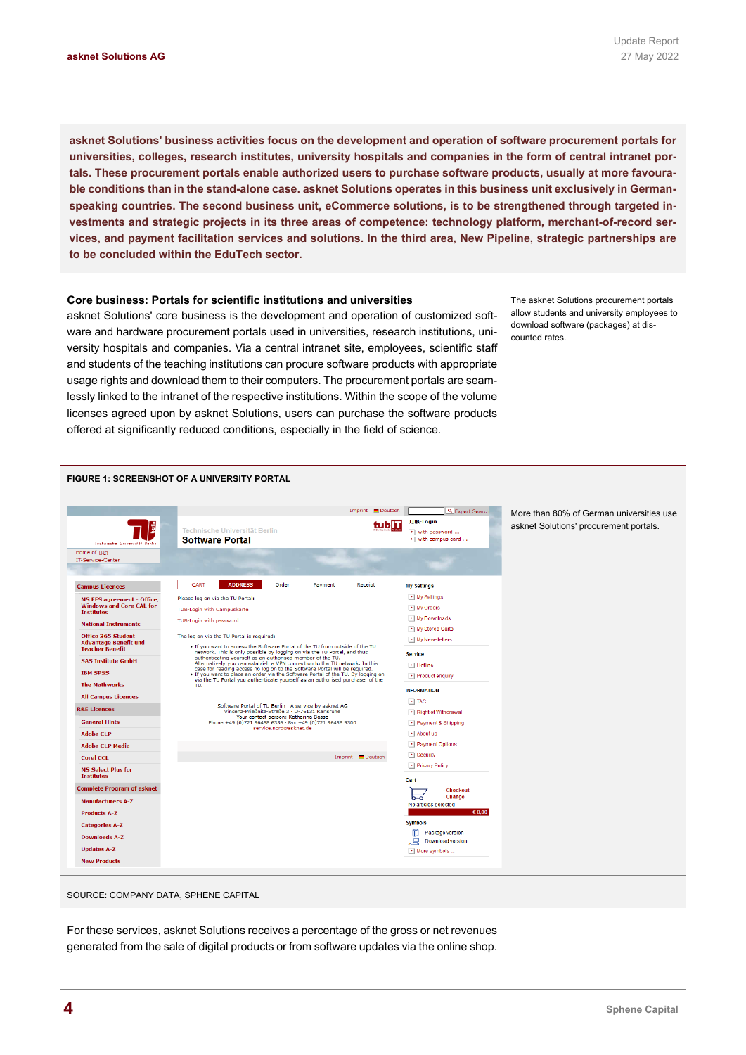**asknet Solutions' business activities focus on the development and operation of software procurement portals for universities, colleges, research institutes, university hospitals and companies in the form of central intranet portals. These procurement portals enable authorized users to purchase software products, usually at more favourable conditions than in the stand-alone case. asknet Solutions operates in this business unit exclusively in German-speaking countries. The second business unit, eCommerce solutions, is to be strengthened through targeted investments and strategic projects in its three areas of competence: technology platform, merchant-of-record services, and payment facilitation services and solutions. In the third area, New Pipeline, strategic partnerships are to be concluded within the EduTech sector.**

## Core business: Portals for scientific institutions and universities

asknet Solutions' core business is the development and operation of customized software and hardware procurement portals used in universities, research institutions, university hospitals and companies. Via a central intranet site, employees, scientific staff and students of the teaching institutions can procure software products with appropriate usage rights and download them to their computers. The procurement portals are seamlessly linked to the intranet of the respective institutions. Within the scope of the volume licenses agreed upon by asknet Solutions, users can purchase the software products offered at significantly reduced conditions, especially in the field of science.

The asknet Solutions procurement portals allow students and university employees to download software (packages) at discounted rates.

**FIGURE 1: SCREENSHOT OF A UNIVERSITY PORTAL**

More than 80% of German universities use asknet Solutions' procurement portals.

SOURCE: COMPANY DATA, SPHENE CAPITAL

For these services, asknet Solutions receives a percentage of the gross or net revenues generated from the sale of digital products or from software updates via the online shop.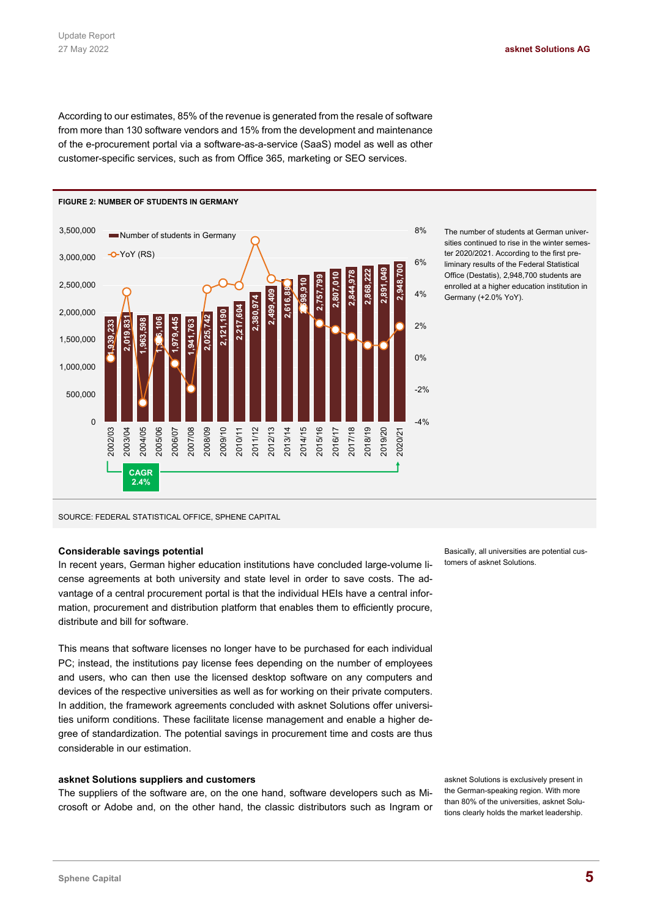According to our estimates, 85% of the revenue is generated from the resale of software from more than 130 software vendors and 15% from the development and maintenance of the e-procurement portal via a software-as-a-service (SaaS) model as well as other customer-specific services, such as from Office 365, marketing or SEO services.

**FIGURE 2: NUMBER OF STUDENTS IN GERMANY**

| Year | Number of students in Germany |
|---|---|
| 2002/03 | 1,939,233 |
| 2003/04 | 2,019,831 |
| 2004/05 | 1,963,598 |
| 2005/06 | 1,986,106 |
| 2006/07 | 1,979,445 |
| 2007/08 | 1,941,763 |
| 2008/09 | 2,025,742 |
| 2009/10 | 2,121,190 |
| 2010/11 | 2,217,604 |
| 2011/12 | 2,380,974 |
| 2012/13 | 2,499,409 |
| 2013/14 | 2,616,881 |
| 2014/15 | 2,698,910 |
| 2015/16 | 2,757,799 |
| 2016/17 | 2,807,010 |
| 2017/18 | 2,844,978 |
| 2018/19 | 2,868,222 |
| 2019/20 | 2,891,049 |
| 2020/21 | 2,948,700 |

CAGR 2.4%

SOURCE: FEDERAL STATISTICAL OFFICE, SPHENE CAPITAL

The number of students at German universities continued to rise in the winter semester 2020/2021. According to the first preliminary results of the Federal Statistical Office (Destatis), 2,948,700 students are enrolled at a higher education institution in Germany (+2.0% YoY).

### Considerable savings potential

In recent years, German higher education institutions have concluded large-volume license agreements at both university and state level in order to save costs. The advantage of a central procurement portal is that the individual HEIs have a central information, procurement and distribution platform that enables them to efficiently procure, distribute and bill for software.

Basically, all universities are potential customers of asknet Solutions.

This means that software licenses no longer have to be purchased for each individual PC; instead, the institutions pay license fees depending on the number of employees and users, who can then use the licensed desktop software on any computers and devices of the respective universities as well as for working on their private computers. In addition, the framework agreements concluded with asknet Solutions offer universities uniform conditions. These facilitate license management and enable a higher degree of standardization. The potential savings in procurement time and costs are thus considerable in our estimation.

### asknet Solutions suppliers and customers

The suppliers of the software are, on the one hand, software developers such as Microsoft or Adobe and, on the other hand, the classic distributors such as Ingram or

asknet Solutions is exclusively present in the German-speaking region. With more than 80% of the universities, asknet Solutions clearly holds the market leadership.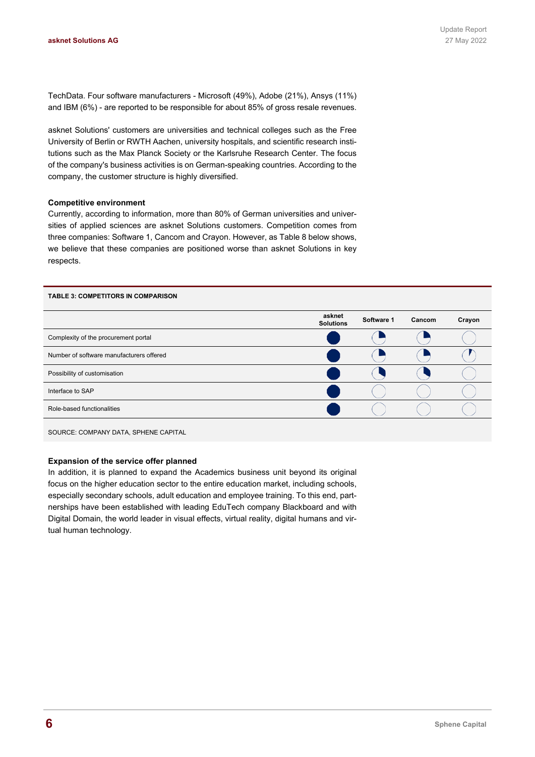TechData. Four software manufacturers - Microsoft (49%), Adobe (21%), Ansys (11%) and IBM (6%) - are reported to be responsible for about 85% of gross resale revenues.

asknet Solutions' customers are universities and technical colleges such as the Free University of Berlin or RWTH Aachen, university hospitals, and scientific research institutions such as the Max Planck Society or the Karlsruhe Research Center. The focus of the company's business activities is on German-speaking countries. According to the company, the customer structure is highly diversified.

**Competitive environment**

Currently, according to information, more than 80% of German universities and universities of applied sciences are asknet Solutions customers. Competition comes from three companies: Software 1, Cancom and Crayon. However, as Table 8 below shows, we believe that these companies are positioned worse than asknet Solutions in key respects.

**TABLE 3: COMPETITORS IN COMPARISON**

| | asknet Solutions | Software 1 | Cancom | Crayon |
|---|---|---|---|---|
| Complexity of the procurement portal | ● (full) | ◔ (quarter) | ◔ (quarter) | ○ (empty) |
| Number of software manufacturers offered | ● (full) | ◔ (quarter) | ◔ (quarter) | (slight) |
| Possibility of customisation | ● (full) | ◑ (about half) | ◑ (about half) | ○ (empty) |
| Interface to SAP | ● (full) | ○ (empty) | ○ (empty) | ○ (empty) |
| Role-based functionalities | ● (full) | ○ (empty) | ○ (empty) | ○ (empty) |

SOURCE: COMPANY DATA, SPHENE CAPITAL

**Expansion of the service offer planned**

In addition, it is planned to expand the Academics business unit beyond its original focus on the higher education sector to the entire education market, including schools, especially secondary schools, adult education and employee training. To this end, partnerships have been established with leading EduTech company Blackboard and with Digital Domain, the world leader in visual effects, virtual reality, digital humans and virtual human technology.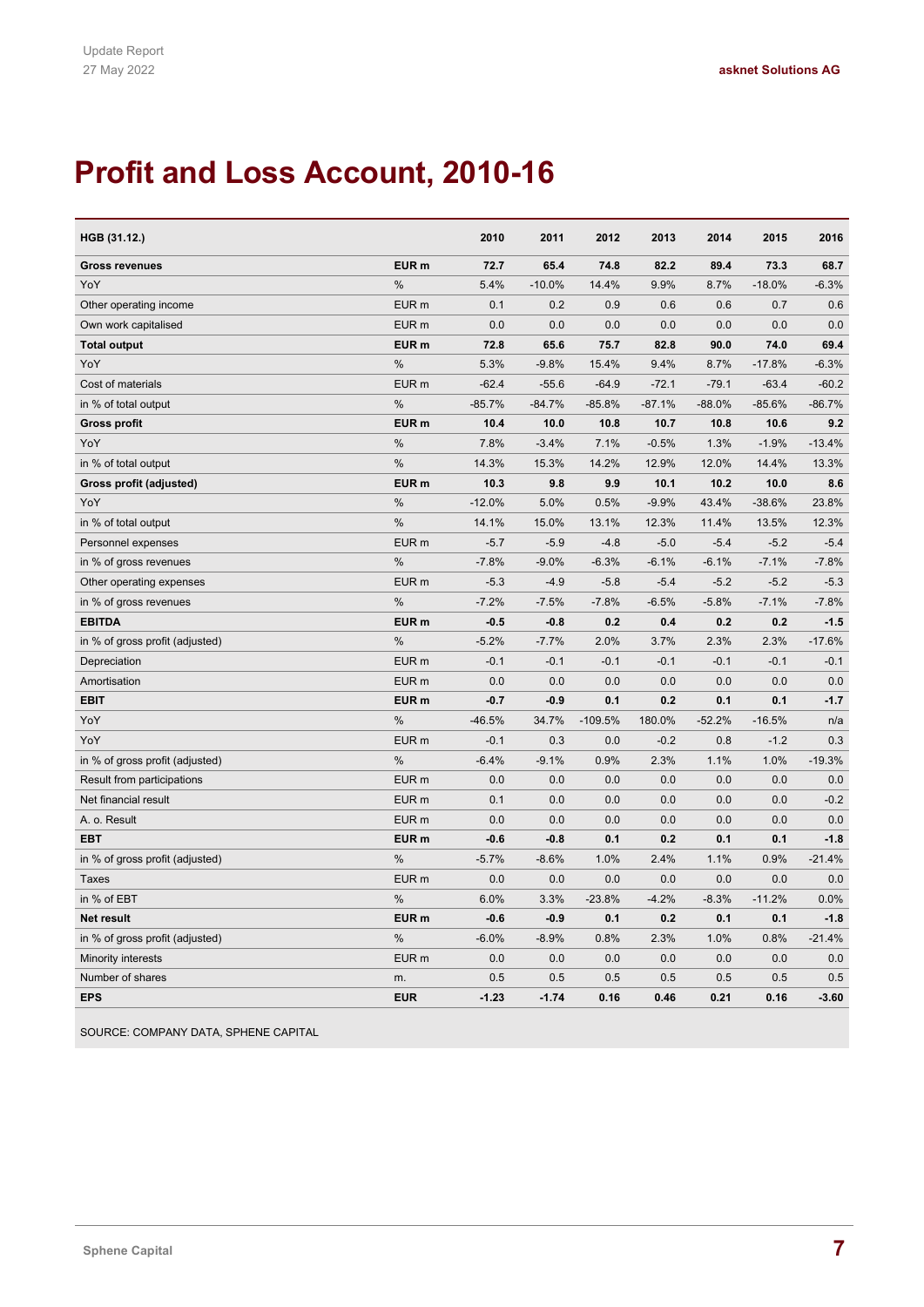# Profit and Loss Account, 2010-16

| HGB (31.12.) | | 2010 | 2011 | 2012 | 2013 | 2014 | 2015 | 2016 |
|---|---|---|---|---|---|---|---|---|
| **Gross revenues** | **EUR m** | **72.7** | **65.4** | **74.8** | **82.2** | **89.4** | **73.3** | **68.7** |
| YoY | % | 5.4% | -10.0% | 14.4% | 9.9% | 8.7% | -18.0% | -6.3% |
| Other operating income | EUR m | 0.1 | 0.2 | 0.9 | 0.6 | 0.6 | 0.7 | 0.6 |
| Own work capitalised | EUR m | 0.0 | 0.0 | 0.0 | 0.0 | 0.0 | 0.0 | 0.0 |
| **Total output** | **EUR m** | **72.8** | **65.6** | **75.7** | **82.8** | **90.0** | **74.0** | **69.4** |
| YoY | % | 5.3% | -9.8% | 15.4% | 9.4% | 8.7% | -17.8% | -6.3% |
| Cost of materials | EUR m | -62.4 | -55.6 | -64.9 | -72.1 | -79.1 | -63.4 | -60.2 |
| in % of total output | % | -85.7% | -84.7% | -85.8% | -87.1% | -88.0% | -85.6% | -86.7% |
| **Gross profit** | **EUR m** | **10.4** | **10.0** | **10.8** | **10.7** | **10.8** | **10.6** | **9.2** |
| YoY | % | 7.8% | -3.4% | 7.1% | -0.5% | 1.3% | -1.9% | -13.4% |
| in % of total output | % | 14.3% | 15.3% | 14.2% | 12.9% | 12.0% | 14.4% | 13.3% |
| **Gross profit (adjusted)** | **EUR m** | **10.3** | **9.8** | **9.9** | **10.1** | **10.2** | **10.0** | **8.6** |
| YoY | % | -12.0% | 5.0% | 0.5% | -9.9% | 43.4% | -38.6% | 23.8% |
| in % of total output | % | 14.1% | 15.0% | 13.1% | 12.3% | 11.4% | 13.5% | 12.3% |
| Personnel expenses | EUR m | -5.7 | -5.9 | -4.8 | -5.0 | -5.4 | -5.2 | -5.4 |
| in % of gross revenues | % | -7.8% | -9.0% | -6.3% | -6.1% | -6.1% | -7.1% | -7.8% |
| Other operating expenses | EUR m | -5.3 | -4.9 | -5.8 | -5.4 | -5.2 | -5.2 | -5.3 |
| in % of gross revenues | % | -7.2% | -7.5% | -7.8% | -6.5% | -5.8% | -7.1% | -7.8% |
| **EBITDA** | **EUR m** | **-0.5** | **-0.8** | **0.2** | **0.4** | **0.2** | **0.2** | **-1.5** |
| in % of gross profit (adjusted) | % | -5.2% | -7.7% | 2.0% | 3.7% | 2.3% | 2.3% | -17.6% |
| Depreciation | EUR m | -0.1 | -0.1 | -0.1 | -0.1 | -0.1 | -0.1 | -0.1 |
| Amortisation | EUR m | 0.0 | 0.0 | 0.0 | 0.0 | 0.0 | 0.0 | 0.0 |
| **EBIT** | **EUR m** | **-0.7** | **-0.9** | **0.1** | **0.2** | **0.1** | **0.1** | **-1.7** |
| YoY | % | -46.5% | 34.7% | -109.5% | 180.0% | -52.2% | -16.5% | n/a |
| YoY | EUR m | -0.1 | 0.3 | 0.0 | -0.2 | 0.8 | -1.2 | 0.3 |
| in % of gross profit (adjusted) | % | -6.4% | -9.1% | 0.9% | 2.3% | 1.1% | 1.0% | -19.3% |
| Result from participations | EUR m | 0.0 | 0.0 | 0.0 | 0.0 | 0.0 | 0.0 | 0.0 |
| Net financial result | EUR m | 0.1 | 0.0 | 0.0 | 0.0 | 0.0 | 0.0 | -0.2 |
| A. o. Result | EUR m | 0.0 | 0.0 | 0.0 | 0.0 | 0.0 | 0.0 | 0.0 |
| **EBT** | **EUR m** | **-0.6** | **-0.8** | **0.1** | **0.2** | **0.1** | **0.1** | **-1.8** |
| in % of gross profit (adjusted) | % | -5.7% | -8.6% | 1.0% | 2.4% | 1.1% | 0.9% | -21.4% |
| Taxes | EUR m | 0.0 | 0.0 | 0.0 | 0.0 | 0.0 | 0.0 | 0.0 |
| in % of EBT | % | 6.0% | 3.3% | -23.8% | -4.2% | -8.3% | -11.2% | 0.0% |
| **Net result** | **EUR m** | **-0.6** | **-0.9** | **0.1** | **0.2** | **0.1** | **0.1** | **-1.8** |
| in % of gross profit (adjusted) | % | -6.0% | -8.9% | 0.8% | 2.3% | 1.0% | 0.8% | -21.4% |
| Minority interests | EUR m | 0.0 | 0.0 | 0.0 | 0.0 | 0.0 | 0.0 | 0.0 |
| Number of shares | m. | 0.5 | 0.5 | 0.5 | 0.5 | 0.5 | 0.5 | 0.5 |
| **EPS** | **EUR** | **-1.23** | **-1.74** | **0.16** | **0.46** | **0.21** | **0.16** | **-3.60** |

SOURCE: COMPANY DATA, SPHENE CAPITAL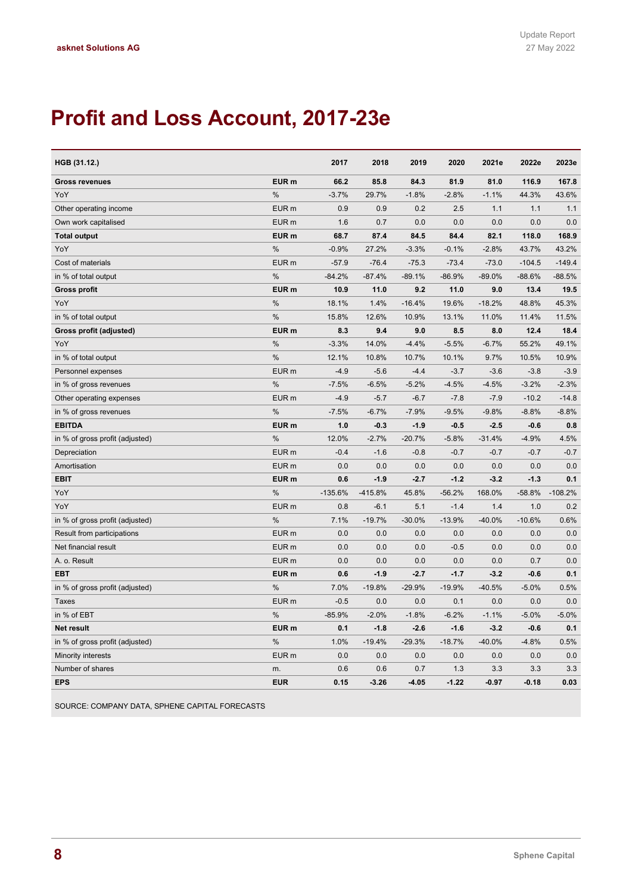# Profit and Loss Account, 2017-23e

| HGB (31.12.) | | 2017 | 2018 | 2019 | 2020 | 2021e | 2022e | 2023e |
|---|---|---|---|---|---|---|---|---|
| **Gross revenues** | **EUR m** | **66.2** | **85.8** | **84.3** | **81.9** | **81.0** | **116.9** | **167.8** |
| YoY | % | -3.7% | 29.7% | -1.8% | -2.8% | -1.1% | 44.3% | 43.6% |
| Other operating income | EUR m | 0.9 | 0.9 | 0.2 | 2.5 | 1.1 | 1.1 | 1.1 |
| Own work capitalised | EUR m | 1.6 | 0.7 | 0.0 | 0.0 | 0.0 | 0.0 | 0.0 |
| **Total output** | **EUR m** | **68.7** | **87.4** | **84.5** | **84.4** | **82.1** | **118.0** | **168.9** |
| YoY | % | -0.9% | 27.2% | -3.3% | -0.1% | -2.8% | 43.7% | 43.2% |
| Cost of materials | EUR m | -57.9 | -76.4 | -75.3 | -73.4 | -73.0 | -104.5 | -149.4 |
| in % of total output | % | -84.2% | -87.4% | -89.1% | -86.9% | -89.0% | -88.6% | -88.5% |
| **Gross profit** | **EUR m** | **10.9** | **11.0** | **9.2** | **11.0** | **9.0** | **13.4** | **19.5** |
| YoY | % | 18.1% | 1.4% | -16.4% | 19.6% | -18.2% | 48.8% | 45.3% |
| in % of total output | % | 15.8% | 12.6% | 10.9% | 13.1% | 11.0% | 11.4% | 11.5% |
| **Gross profit (adjusted)** | **EUR m** | **8.3** | **9.4** | **9.0** | **8.5** | **8.0** | **12.4** | **18.4** |
| YoY | % | -3.3% | 14.0% | -4.4% | -5.5% | -6.7% | 55.2% | 49.1% |
| in % of total output | % | 12.1% | 10.8% | 10.7% | 10.1% | 9.7% | 10.5% | 10.9% |
| Personnel expenses | EUR m | -4.9 | -5.6 | -4.4 | -3.7 | -3.6 | -3.8 | -3.9 |
| in % of gross revenues | % | -7.5% | -6.5% | -5.2% | -4.5% | -4.5% | -3.2% | -2.3% |
| Other operating expenses | EUR m | -4.9 | -5.7 | -6.7 | -7.8 | -7.9 | -10.2 | -14.8 |
| in % of gross revenues | % | -7.5% | -6.7% | -7.9% | -9.5% | -9.8% | -8.8% | -8.8% |
| **EBITDA** | **EUR m** | **1.0** | **-0.3** | **-1.9** | **-0.5** | **-2.5** | **-0.6** | **0.8** |
| in % of gross profit (adjusted) | % | 12.0% | -2.7% | -20.7% | -5.8% | -31.4% | -4.9% | 4.5% |
| Depreciation | EUR m | -0.4 | -1.6 | -0.8 | -0.7 | -0.7 | -0.7 | -0.7 |
| Amortisation | EUR m | 0.0 | 0.0 | 0.0 | 0.0 | 0.0 | 0.0 | 0.0 |
| **EBIT** | **EUR m** | **0.6** | **-1.9** | **-2.7** | **-1.2** | **-3.2** | **-1.3** | **0.1** |
| YoY | % | -135.6% | -415.8% | 45.8% | -56.2% | 168.0% | -58.8% | -108.2% |
| YoY | EUR m | 0.8 | -6.1 | 5.1 | -1.4 | 1.4 | 1.0 | 0.2 |
| in % of gross profit (adjusted) | % | 7.1% | -19.7% | -30.0% | -13.9% | -40.0% | -10.6% | 0.6% |
| Result from participations | EUR m | 0.0 | 0.0 | 0.0 | 0.0 | 0.0 | 0.0 | 0.0 |
| Net financial result | EUR m | 0.0 | 0.0 | 0.0 | -0.5 | 0.0 | 0.0 | 0.0 |
| A. o. Result | EUR m | 0.0 | 0.0 | 0.0 | 0.0 | 0.0 | 0.7 | 0.0 |
| **EBT** | **EUR m** | **0.6** | **-1.9** | **-2.7** | **-1.7** | **-3.2** | **-0.6** | **0.1** |
| in % of gross profit (adjusted) | % | 7.0% | -19.8% | -29.9% | -19.9% | -40.5% | -5.0% | 0.5% |
| Taxes | EUR m | -0.5 | 0.0 | 0.0 | 0.1 | 0.0 | 0.0 | 0.0 |
| in % of EBT | % | -85.9% | -2.0% | -1.8% | -6.2% | -1.1% | -5.0% | -5.0% |
| **Net result** | **EUR m** | **0.1** | **-1.8** | **-2.6** | **-1.6** | **-3.2** | **-0.6** | **0.1** |
| in % of gross profit (adjusted) | % | 1.0% | -19.4% | -29.3% | -18.7% | -40.0% | -4.8% | 0.5% |
| Minority interests | EUR m | 0.0 | 0.0 | 0.0 | 0.0 | 0.0 | 0.0 | 0.0 |
| Number of shares | m. | 0.6 | 0.6 | 0.7 | 1.3 | 3.3 | 3.3 | 3.3 |
| **EPS** | **EUR** | **0.15** | **-3.26** | **-4.05** | **-1.22** | **-0.97** | **-0.18** | **0.03** |

SOURCE: COMPANY DATA, SPHENE CAPITAL FORECASTS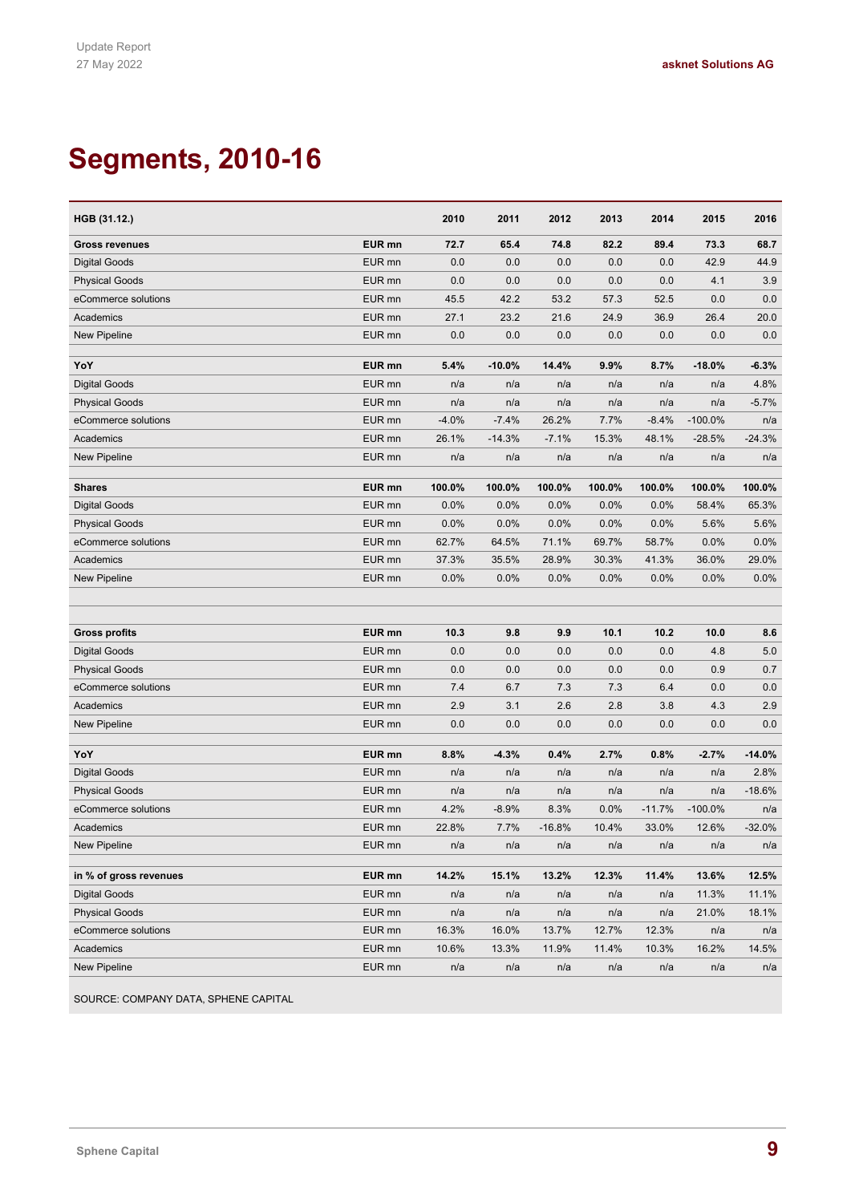# Segments, 2010-16

| HGB (31.12.) | | 2010 | 2011 | 2012 | 2013 | 2014 | 2015 | 2016 |
|---|---|---|---|---|---|---|---|---|
| **Gross revenues** | **EUR mn** | **72.7** | **65.4** | **74.8** | **82.2** | **89.4** | **73.3** | **68.7** |
| Digital Goods | EUR mn | 0.0 | 0.0 | 0.0 | 0.0 | 0.0 | 42.9 | 44.9 |
| Physical Goods | EUR mn | 0.0 | 0.0 | 0.0 | 0.0 | 0.0 | 4.1 | 3.9 |
| eCommerce solutions | EUR mn | 45.5 | 42.2 | 53.2 | 57.3 | 52.5 | 0.0 | 0.0 |
| Academics | EUR mn | 27.1 | 23.2 | 21.6 | 24.9 | 36.9 | 26.4 | 20.0 |
| New Pipeline | EUR mn | 0.0 | 0.0 | 0.0 | 0.0 | 0.0 | 0.0 | 0.0 |
| | | | | | | | | |
| **YoY** | **EUR mn** | **5.4%** | **-10.0%** | **14.4%** | **9.9%** | **8.7%** | **-18.0%** | **-6.3%** |
| Digital Goods | EUR mn | n/a | n/a | n/a | n/a | n/a | n/a | 4.8% |
| Physical Goods | EUR mn | n/a | n/a | n/a | n/a | n/a | n/a | -5.7% |
| eCommerce solutions | EUR mn | -4.0% | -7.4% | 26.2% | 7.7% | -8.4% | -100.0% | n/a |
| Academics | EUR mn | 26.1% | -14.3% | -7.1% | 15.3% | 48.1% | -28.5% | -24.3% |
| New Pipeline | EUR mn | n/a | n/a | n/a | n/a | n/a | n/a | n/a |
| | | | | | | | | |
| **Shares** | **EUR mn** | **100.0%** | **100.0%** | **100.0%** | **100.0%** | **100.0%** | **100.0%** | **100.0%** |
| Digital Goods | EUR mn | 0.0% | 0.0% | 0.0% | 0.0% | 0.0% | 58.4% | 65.3% |
| Physical Goods | EUR mn | 0.0% | 0.0% | 0.0% | 0.0% | 0.0% | 5.6% | 5.6% |
| eCommerce solutions | EUR mn | 62.7% | 64.5% | 71.1% | 69.7% | 58.7% | 0.0% | 0.0% |
| Academics | EUR mn | 37.3% | 35.5% | 28.9% | 30.3% | 41.3% | 36.0% | 29.0% |
| New Pipeline | EUR mn | 0.0% | 0.0% | 0.0% | 0.0% | 0.0% | 0.0% | 0.0% |
| | | | | | | | | |
| **Gross profits** | **EUR mn** | **10.3** | **9.8** | **9.9** | **10.1** | **10.2** | **10.0** | **8.6** |
| Digital Goods | EUR mn | 0.0 | 0.0 | 0.0 | 0.0 | 0.0 | 4.8 | 5.0 |
| Physical Goods | EUR mn | 0.0 | 0.0 | 0.0 | 0.0 | 0.0 | 0.9 | 0.7 |
| eCommerce solutions | EUR mn | 7.4 | 6.7 | 7.3 | 7.3 | 6.4 | 0.0 | 0.0 |
| Academics | EUR mn | 2.9 | 3.1 | 2.6 | 2.8 | 3.8 | 4.3 | 2.9 |
| New Pipeline | EUR mn | 0.0 | 0.0 | 0.0 | 0.0 | 0.0 | 0.0 | 0.0 |
| | | | | | | | | |
| **YoY** | **EUR mn** | **8.8%** | **-4.3%** | **0.4%** | **2.7%** | **0.8%** | **-2.7%** | **-14.0%** |
| Digital Goods | EUR mn | n/a | n/a | n/a | n/a | n/a | n/a | 2.8% |
| Physical Goods | EUR mn | n/a | n/a | n/a | n/a | n/a | n/a | -18.6% |
| eCommerce solutions | EUR mn | 4.2% | -8.9% | 8.3% | 0.0% | -11.7% | -100.0% | n/a |
| Academics | EUR mn | 22.8% | 7.7% | -16.8% | 10.4% | 33.0% | 12.6% | -32.0% |
| New Pipeline | EUR mn | n/a | n/a | n/a | n/a | n/a | n/a | n/a |
| | | | | | | | | |
| **in % of gross revenues** | **EUR mn** | **14.2%** | **15.1%** | **13.2%** | **12.3%** | **11.4%** | **13.6%** | **12.5%** |
| Digital Goods | EUR mn | n/a | n/a | n/a | n/a | n/a | 11.3% | 11.1% |
| Physical Goods | EUR mn | n/a | n/a | n/a | n/a | n/a | 21.0% | 18.1% |
| eCommerce solutions | EUR mn | 16.3% | 16.0% | 13.7% | 12.7% | 12.3% | n/a | n/a |
| Academics | EUR mn | 10.6% | 13.3% | 11.9% | 11.4% | 10.3% | 16.2% | 14.5% |
| New Pipeline | EUR mn | n/a | n/a | n/a | n/a | n/a | n/a | n/a |

SOURCE: COMPANY DATA, SPHENE CAPITAL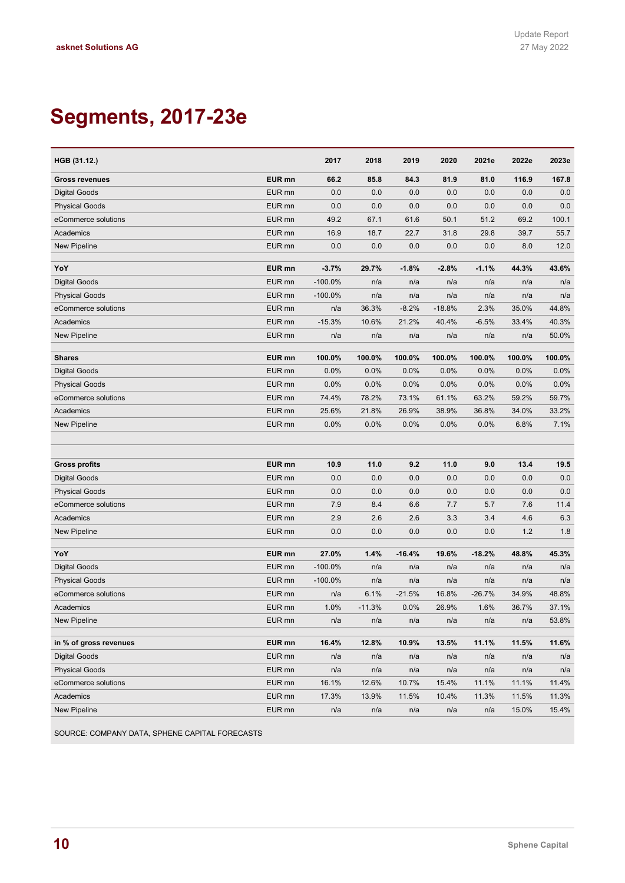# Segments, 2017-23e

| HGB (31.12.) | | 2017 | 2018 | 2019 | 2020 | 2021e | 2022e | 2023e |
|---|---|---|---|---|---|---|---|---|
| **Gross revenues** | **EUR mn** | **66.2** | **85.8** | **84.3** | **81.9** | **81.0** | **116.9** | **167.8** |
| Digital Goods | EUR mn | 0.0 | 0.0 | 0.0 | 0.0 | 0.0 | 0.0 | 0.0 |
| Physical Goods | EUR mn | 0.0 | 0.0 | 0.0 | 0.0 | 0.0 | 0.0 | 0.0 |
| eCommerce solutions | EUR mn | 49.2 | 67.1 | 61.6 | 50.1 | 51.2 | 69.2 | 100.1 |
| Academics | EUR mn | 16.9 | 18.7 | 22.7 | 31.8 | 29.8 | 39.7 | 55.7 |
| New Pipeline | EUR mn | 0.0 | 0.0 | 0.0 | 0.0 | 0.0 | 8.0 | 12.0 |
| | | | | | | | | |
| **YoY** | **EUR mn** | **-3.7%** | **29.7%** | **-1.8%** | **-2.8%** | **-1.1%** | **44.3%** | **43.6%** |
| Digital Goods | EUR mn | -100.0% | n/a | n/a | n/a | n/a | n/a | n/a |
| Physical Goods | EUR mn | -100.0% | n/a | n/a | n/a | n/a | n/a | n/a |
| eCommerce solutions | EUR mn | n/a | 36.3% | -8.2% | -18.8% | 2.3% | 35.0% | 44.8% |
| Academics | EUR mn | -15.3% | 10.6% | 21.2% | 40.4% | -6.5% | 33.4% | 40.3% |
| New Pipeline | EUR mn | n/a | n/a | n/a | n/a | n/a | n/a | 50.0% |
| | | | | | | | | |
| **Shares** | **EUR mn** | **100.0%** | **100.0%** | **100.0%** | **100.0%** | **100.0%** | **100.0%** | **100.0%** |
| Digital Goods | EUR mn | 0.0% | 0.0% | 0.0% | 0.0% | 0.0% | 0.0% | 0.0% |
| Physical Goods | EUR mn | 0.0% | 0.0% | 0.0% | 0.0% | 0.0% | 0.0% | 0.0% |
| eCommerce solutions | EUR mn | 74.4% | 78.2% | 73.1% | 61.1% | 63.2% | 59.2% | 59.7% |
| Academics | EUR mn | 25.6% | 21.8% | 26.9% | 38.9% | 36.8% | 34.0% | 33.2% |
| New Pipeline | EUR mn | 0.0% | 0.0% | 0.0% | 0.0% | 0.0% | 6.8% | 7.1% |
| | | | | | | | | |
| **Gross profits** | **EUR mn** | **10.9** | **11.0** | **9.2** | **11.0** | **9.0** | **13.4** | **19.5** |
| Digital Goods | EUR mn | 0.0 | 0.0 | 0.0 | 0.0 | 0.0 | 0.0 | 0.0 |
| Physical Goods | EUR mn | 0.0 | 0.0 | 0.0 | 0.0 | 0.0 | 0.0 | 0.0 |
| eCommerce solutions | EUR mn | 7.9 | 8.4 | 6.6 | 7.7 | 5.7 | 7.6 | 11.4 |
| Academics | EUR mn | 2.9 | 2.6 | 2.6 | 3.3 | 3.4 | 4.6 | 6.3 |
| New Pipeline | EUR mn | 0.0 | 0.0 | 0.0 | 0.0 | 0.0 | 1.2 | 1.8 |
| | | | | | | | | |
| **YoY** | **EUR mn** | **27.0%** | **1.4%** | **-16.4%** | **19.6%** | **-18.2%** | **48.8%** | **45.3%** |
| Digital Goods | EUR mn | -100.0% | n/a | n/a | n/a | n/a | n/a | n/a |
| Physical Goods | EUR mn | -100.0% | n/a | n/a | n/a | n/a | n/a | n/a |
| eCommerce solutions | EUR mn | n/a | 6.1% | -21.5% | 16.8% | -26.7% | 34.9% | 48.8% |
| Academics | EUR mn | 1.0% | -11.3% | 0.0% | 26.9% | 1.6% | 36.7% | 37.1% |
| New Pipeline | EUR mn | n/a | n/a | n/a | n/a | n/a | n/a | 53.8% |
| | | | | | | | | |
| **in % of gross revenues** | **EUR mn** | **16.4%** | **12.8%** | **10.9%** | **13.5%** | **11.1%** | **11.5%** | **11.6%** |
| Digital Goods | EUR mn | n/a | n/a | n/a | n/a | n/a | n/a | n/a |
| Physical Goods | EUR mn | n/a | n/a | n/a | n/a | n/a | n/a | n/a |
| eCommerce solutions | EUR mn | 16.1% | 12.6% | 10.7% | 15.4% | 11.1% | 11.1% | 11.4% |
| Academics | EUR mn | 17.3% | 13.9% | 11.5% | 10.4% | 11.3% | 11.5% | 11.3% |
| New Pipeline | EUR mn | n/a | n/a | n/a | n/a | n/a | 15.0% | 15.4% |

SOURCE: COMPANY DATA, SPHENE CAPITAL FORECASTS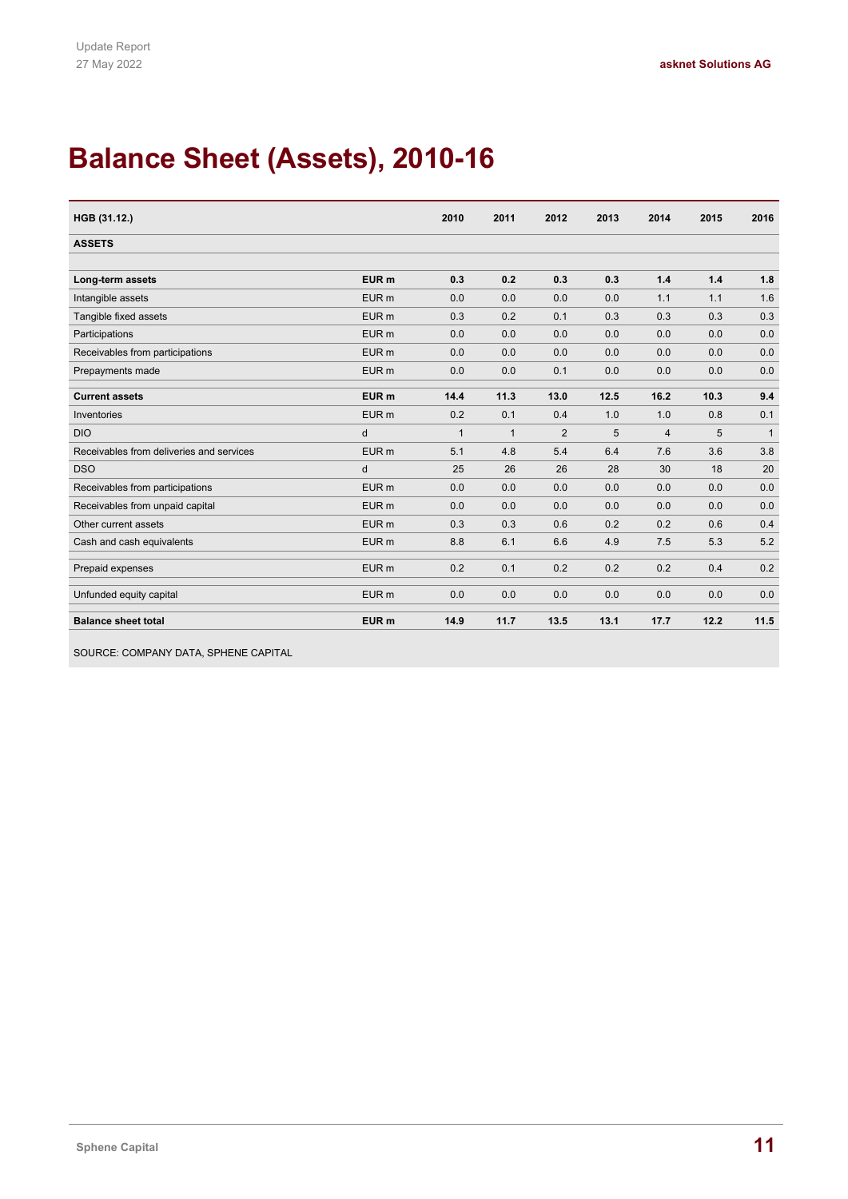# Balance Sheet (Assets), 2010-16

| HGB (31.12.) | | 2010 | 2011 | 2012 | 2013 | 2014 | 2015 | 2016 |
|---|---|---|---|---|---|---|---|---|
| **ASSETS** | | | | | | | | |
| | | | | | | | | |
| **Long-term assets** | **EUR m** | **0.3** | **0.2** | **0.3** | **0.3** | **1.4** | **1.4** | **1.8** |
| Intangible assets | EUR m | 0.0 | 0.0 | 0.0 | 0.0 | 1.1 | 1.1 | 1.6 |
| Tangible fixed assets | EUR m | 0.3 | 0.2 | 0.1 | 0.3 | 0.3 | 0.3 | 0.3 |
| Participations | EUR m | 0.0 | 0.0 | 0.0 | 0.0 | 0.0 | 0.0 | 0.0 |
| Receivables from participations | EUR m | 0.0 | 0.0 | 0.0 | 0.0 | 0.0 | 0.0 | 0.0 |
| Prepayments made | EUR m | 0.0 | 0.0 | 0.1 | 0.0 | 0.0 | 0.0 | 0.0 |
| **Current assets** | **EUR m** | **14.4** | **11.3** | **13.0** | **12.5** | **16.2** | **10.3** | **9.4** |
| Inventories | EUR m | 0.2 | 0.1 | 0.4 | 1.0 | 1.0 | 0.8 | 0.1 |
| DIO | d | 1 | 1 | 2 | 5 | 4 | 5 | 1 |
| Receivables from deliveries and services | EUR m | 5.1 | 4.8 | 5.4 | 6.4 | 7.6 | 3.6 | 3.8 |
| DSO | d | 25 | 26 | 26 | 28 | 30 | 18 | 20 |
| Receivables from participations | EUR m | 0.0 | 0.0 | 0.0 | 0.0 | 0.0 | 0.0 | 0.0 |
| Receivables from unpaid capital | EUR m | 0.0 | 0.0 | 0.0 | 0.0 | 0.0 | 0.0 | 0.0 |
| Other current assets | EUR m | 0.3 | 0.3 | 0.6 | 0.2 | 0.2 | 0.6 | 0.4 |
| Cash and cash equivalents | EUR m | 8.8 | 6.1 | 6.6 | 4.9 | 7.5 | 5.3 | 5.2 |
| Prepaid expenses | EUR m | 0.2 | 0.1 | 0.2 | 0.2 | 0.2 | 0.4 | 0.2 |
| Unfunded equity capital | EUR m | 0.0 | 0.0 | 0.0 | 0.0 | 0.0 | 0.0 | 0.0 |
| **Balance sheet total** | **EUR m** | **14.9** | **11.7** | **13.5** | **13.1** | **17.7** | **12.2** | **11.5** |

SOURCE: COMPANY DATA, SPHENE CAPITAL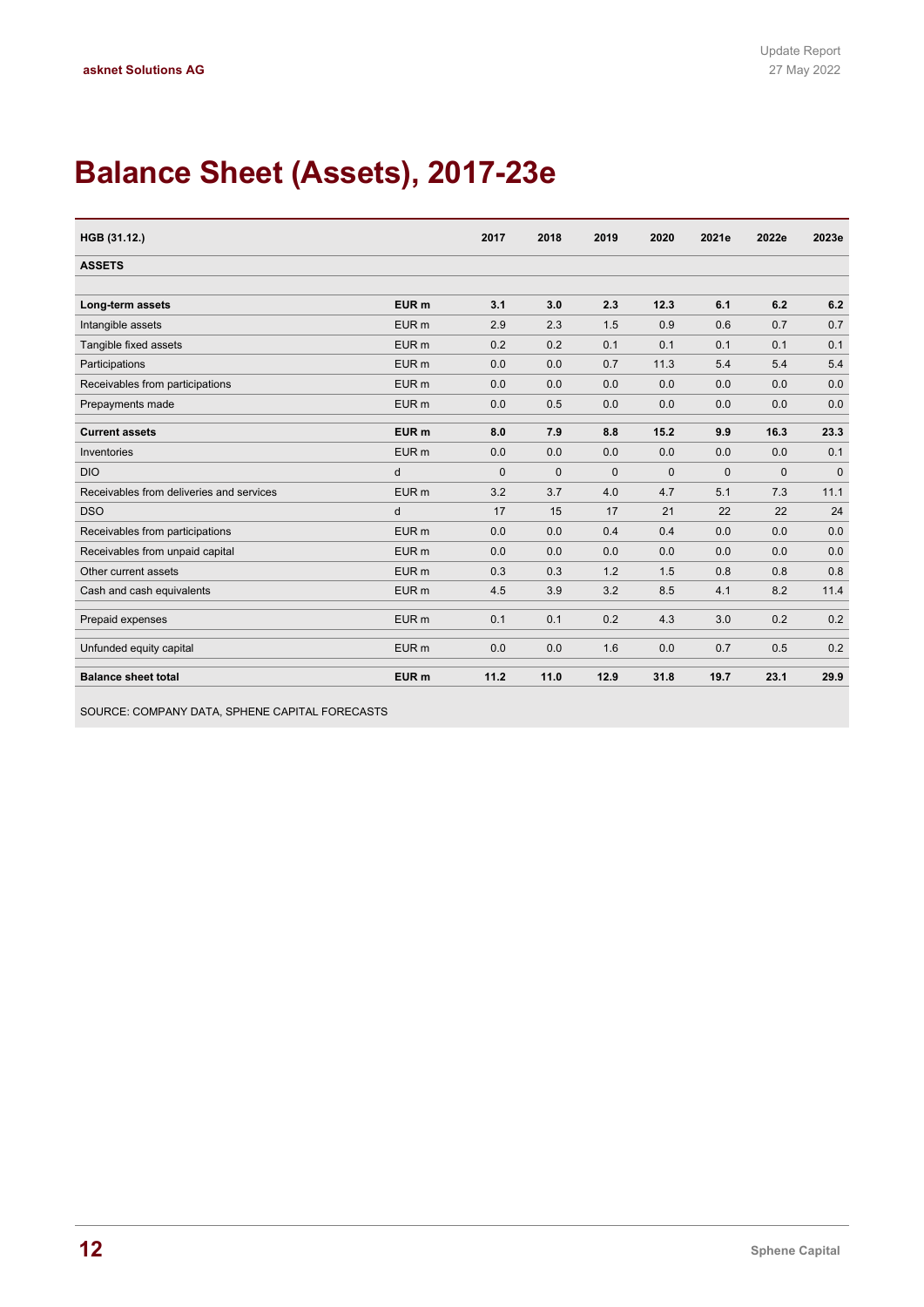# Balance Sheet (Assets), 2017-23e

| HGB (31.12.) | | 2017 | 2018 | 2019 | 2020 | 2021e | 2022e | 2023e |
|---|---|---|---|---|---|---|---|---|
| **ASSETS** | | | | | | | | |
| | | | | | | | | |
| **Long-term assets** | **EUR m** | **3.1** | **3.0** | **2.3** | **12.3** | **6.1** | **6.2** | **6.2** |
| Intangible assets | EUR m | 2.9 | 2.3 | 1.5 | 0.9 | 0.6 | 0.7 | 0.7 |
| Tangible fixed assets | EUR m | 0.2 | 0.2 | 0.1 | 0.1 | 0.1 | 0.1 | 0.1 |
| Participations | EUR m | 0.0 | 0.0 | 0.7 | 11.3 | 5.4 | 5.4 | 5.4 |
| Receivables from participations | EUR m | 0.0 | 0.0 | 0.0 | 0.0 | 0.0 | 0.0 | 0.0 |
| Prepayments made | EUR m | 0.0 | 0.5 | 0.0 | 0.0 | 0.0 | 0.0 | 0.0 |
| **Current assets** | **EUR m** | **8.0** | **7.9** | **8.8** | **15.2** | **9.9** | **16.3** | **23.3** |
| Inventories | EUR m | 0.0 | 0.0 | 0.0 | 0.0 | 0.0 | 0.0 | 0.1 |
| DIO | d | 0 | 0 | 0 | 0 | 0 | 0 | 0 |
| Receivables from deliveries and services | EUR m | 3.2 | 3.7 | 4.0 | 4.7 | 5.1 | 7.3 | 11.1 |
| DSO | d | 17 | 15 | 17 | 21 | 22 | 22 | 24 |
| Receivables from participations | EUR m | 0.0 | 0.0 | 0.4 | 0.4 | 0.0 | 0.0 | 0.0 |
| Receivables from unpaid capital | EUR m | 0.0 | 0.0 | 0.0 | 0.0 | 0.0 | 0.0 | 0.0 |
| Other current assets | EUR m | 0.3 | 0.3 | 1.2 | 1.5 | 0.8 | 0.8 | 0.8 |
| Cash and cash equivalents | EUR m | 4.5 | 3.9 | 3.2 | 8.5 | 4.1 | 8.2 | 11.4 |
| Prepaid expenses | EUR m | 0.1 | 0.1 | 0.2 | 4.3 | 3.0 | 0.2 | 0.2 |
| Unfunded equity capital | EUR m | 0.0 | 0.0 | 1.6 | 0.0 | 0.7 | 0.5 | 0.2 |
| **Balance sheet total** | **EUR m** | **11.2** | **11.0** | **12.9** | **31.8** | **19.7** | **23.1** | **29.9** |

SOURCE: COMPANY DATA, SPHENE CAPITAL FORECASTS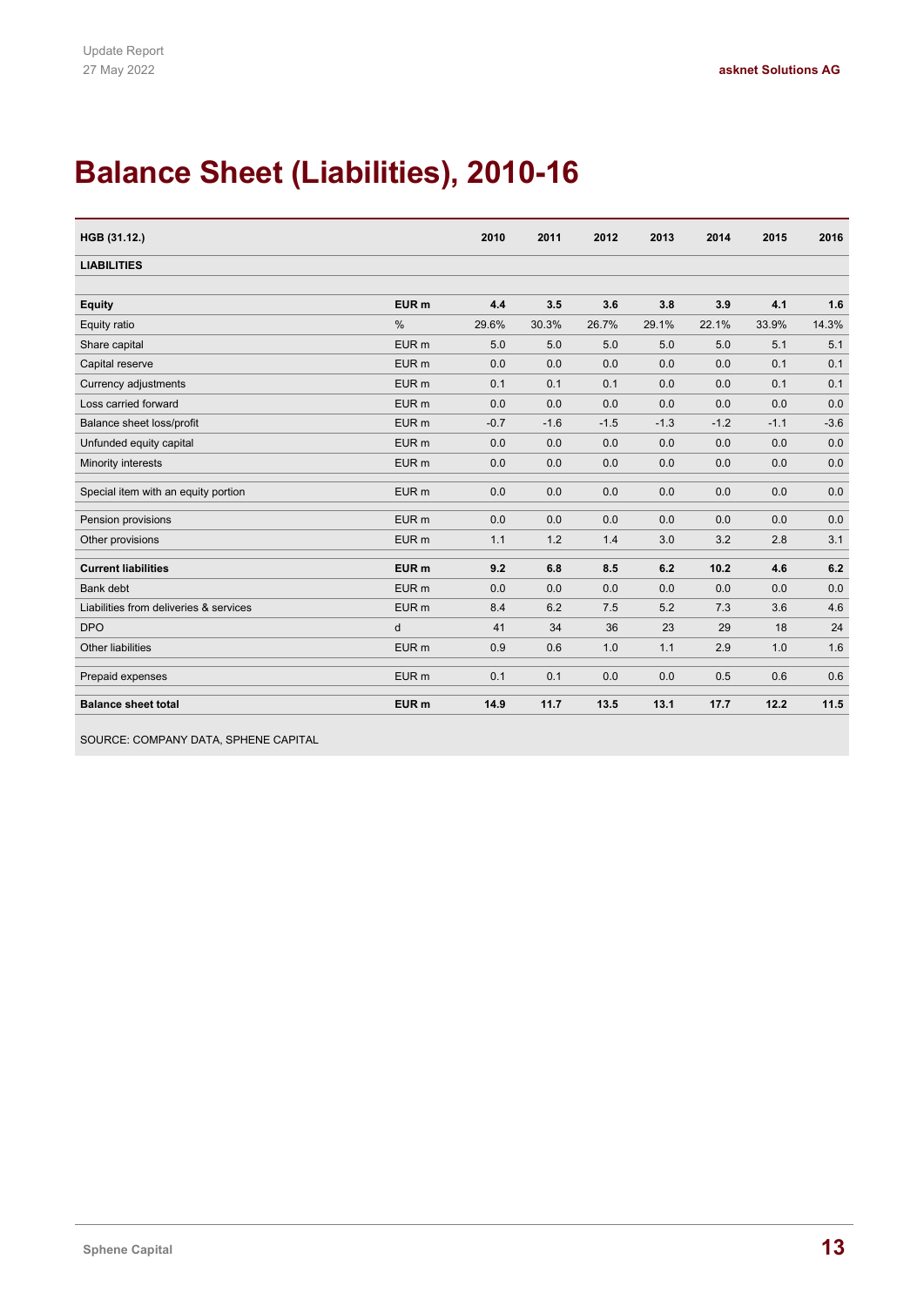# Balance Sheet (Liabilities), 2010-16

| HGB (31.12.) | | 2010 | 2011 | 2012 | 2013 | 2014 | 2015 | 2016 |
|---|---|---|---|---|---|---|---|---|
| **LIABILITIES** | | | | | | | | |
| | | | | | | | | |
| **Equity** | **EUR m** | **4.4** | **3.5** | **3.6** | **3.8** | **3.9** | **4.1** | **1.6** |
| Equity ratio | % | 29.6% | 30.3% | 26.7% | 29.1% | 22.1% | 33.9% | 14.3% |
| Share capital | EUR m | 5.0 | 5.0 | 5.0 | 5.0 | 5.0 | 5.1 | 5.1 |
| Capital reserve | EUR m | 0.0 | 0.0 | 0.0 | 0.0 | 0.0 | 0.1 | 0.1 |
| Currency adjustments | EUR m | 0.1 | 0.1 | 0.1 | 0.0 | 0.0 | 0.1 | 0.1 |
| Loss carried forward | EUR m | 0.0 | 0.0 | 0.0 | 0.0 | 0.0 | 0.0 | 0.0 |
| Balance sheet loss/profit | EUR m | -0.7 | -1.6 | -1.5 | -1.3 | -1.2 | -1.1 | -3.6 |
| Unfunded equity capital | EUR m | 0.0 | 0.0 | 0.0 | 0.0 | 0.0 | 0.0 | 0.0 |
| Minority interests | EUR m | 0.0 | 0.0 | 0.0 | 0.0 | 0.0 | 0.0 | 0.0 |
| Special item with an equity portion | EUR m | 0.0 | 0.0 | 0.0 | 0.0 | 0.0 | 0.0 | 0.0 |
| Pension provisions | EUR m | 0.0 | 0.0 | 0.0 | 0.0 | 0.0 | 0.0 | 0.0 |
| Other provisions | EUR m | 1.1 | 1.2 | 1.4 | 3.0 | 3.2 | 2.8 | 3.1 |
| **Current liabilities** | **EUR m** | **9.2** | **6.8** | **8.5** | **6.2** | **10.2** | **4.6** | **6.2** |
| Bank debt | EUR m | 0.0 | 0.0 | 0.0 | 0.0 | 0.0 | 0.0 | 0.0 |
| Liabilities from deliveries & services | EUR m | 8.4 | 6.2 | 7.5 | 5.2 | 7.3 | 3.6 | 4.6 |
| DPO | d | 41 | 34 | 36 | 23 | 29 | 18 | 24 |
| Other liabilities | EUR m | 0.9 | 0.6 | 1.0 | 1.1 | 2.9 | 1.0 | 1.6 |
| Prepaid expenses | EUR m | 0.1 | 0.1 | 0.0 | 0.0 | 0.5 | 0.6 | 0.6 |
| **Balance sheet total** | **EUR m** | **14.9** | **11.7** | **13.5** | **13.1** | **17.7** | **12.2** | **11.5** |

SOURCE: COMPANY DATA, SPHENE CAPITAL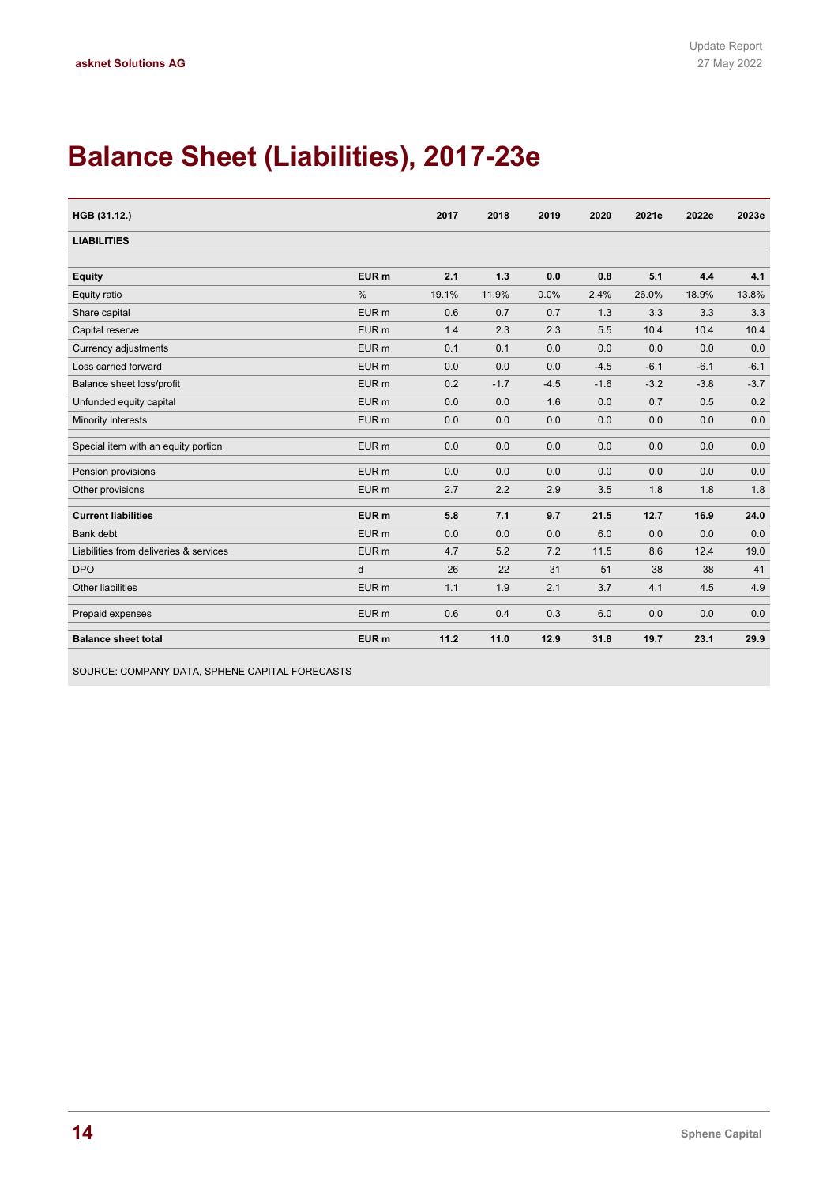# Balance Sheet (Liabilities), 2017-23e

| HGB (31.12.) | | 2017 | 2018 | 2019 | 2020 | 2021e | 2022e | 2023e |
|---|---|---|---|---|---|---|---|---|
| **LIABILITIES** | | | | | | | | |
| | | | | | | | | |
| **Equity** | **EUR m** | **2.1** | **1.3** | **0.0** | **0.8** | **5.1** | **4.4** | **4.1** |
| Equity ratio | % | 19.1% | 11.9% | 0.0% | 2.4% | 26.0% | 18.9% | 13.8% |
| Share capital | EUR m | 0.6 | 0.7 | 0.7 | 1.3 | 3.3 | 3.3 | 3.3 |
| Capital reserve | EUR m | 1.4 | 2.3 | 2.3 | 5.5 | 10.4 | 10.4 | 10.4 |
| Currency adjustments | EUR m | 0.1 | 0.1 | 0.0 | 0.0 | 0.0 | 0.0 | 0.0 |
| Loss carried forward | EUR m | 0.0 | 0.0 | 0.0 | -4.5 | -6.1 | -6.1 | -6.1 |
| Balance sheet loss/profit | EUR m | 0.2 | -1.7 | -4.5 | -1.6 | -3.2 | -3.8 | -3.7 |
| Unfunded equity capital | EUR m | 0.0 | 0.0 | 1.6 | 0.0 | 0.7 | 0.5 | 0.2 |
| Minority interests | EUR m | 0.0 | 0.0 | 0.0 | 0.0 | 0.0 | 0.0 | 0.0 |
| | | | | | | | | |
| Special item with an equity portion | EUR m | 0.0 | 0.0 | 0.0 | 0.0 | 0.0 | 0.0 | 0.0 |
| | | | | | | | | |
| Pension provisions | EUR m | 0.0 | 0.0 | 0.0 | 0.0 | 0.0 | 0.0 | 0.0 |
| Other provisions | EUR m | 2.7 | 2.2 | 2.9 | 3.5 | 1.8 | 1.8 | 1.8 |
| | | | | | | | | |
| **Current liabilities** | **EUR m** | **5.8** | **7.1** | **9.7** | **21.5** | **12.7** | **16.9** | **24.0** |
| Bank debt | EUR m | 0.0 | 0.0 | 0.0 | 6.0 | 0.0 | 0.0 | 0.0 |
| Liabilities from deliveries & services | EUR m | 4.7 | 5.2 | 7.2 | 11.5 | 8.6 | 12.4 | 19.0 |
| DPO | d | 26 | 22 | 31 | 51 | 38 | 38 | 41 |
| Other liabilities | EUR m | 1.1 | 1.9 | 2.1 | 3.7 | 4.1 | 4.5 | 4.9 |
| | | | | | | | | |
| Prepaid expenses | EUR m | 0.6 | 0.4 | 0.3 | 6.0 | 0.0 | 0.0 | 0.0 |
| | | | | | | | | |
| **Balance sheet total** | **EUR m** | **11.2** | **11.0** | **12.9** | **31.8** | **19.7** | **23.1** | **29.9** |

SOURCE: COMPANY DATA, SPHENE CAPITAL FORECASTS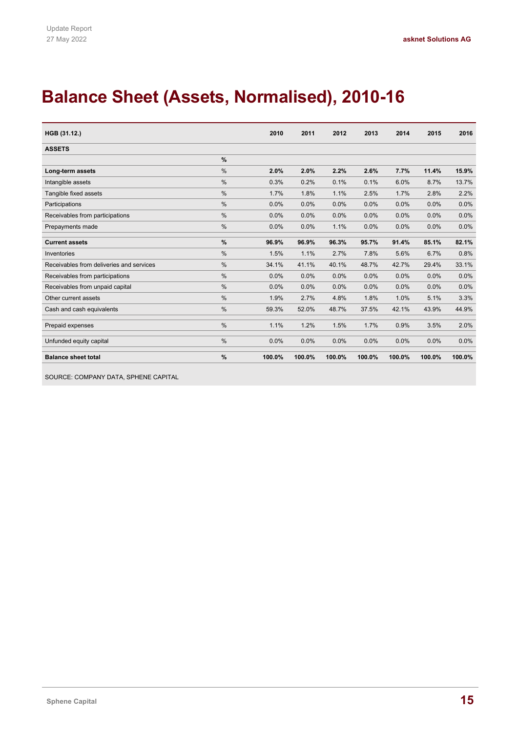# Balance Sheet (Assets, Normalised), 2010-16

| HGB (31.12.) | | 2010 | 2011 | 2012 | 2013 | 2014 | 2015 | 2016 |
|---|---|---|---|---|---|---|---|---|
| **ASSETS** | | | | | | | | |
| | **%** | | | | | | | |
| **Long-term assets** | % | **2.0%** | **2.0%** | **2.2%** | **2.6%** | **7.7%** | **11.4%** | **15.9%** |
| Intangible assets | % | 0.3% | 0.2% | 0.1% | 0.1% | 6.0% | 8.7% | 13.7% |
| Tangible fixed assets | % | 1.7% | 1.8% | 1.1% | 2.5% | 1.7% | 2.8% | 2.2% |
| Participations | % | 0.0% | 0.0% | 0.0% | 0.0% | 0.0% | 0.0% | 0.0% |
| Receivables from participations | % | 0.0% | 0.0% | 0.0% | 0.0% | 0.0% | 0.0% | 0.0% |
| Prepayments made | % | 0.0% | 0.0% | 1.1% | 0.0% | 0.0% | 0.0% | 0.0% |
| **Current assets** | **%** | **96.9%** | **96.9%** | **96.3%** | **95.7%** | **91.4%** | **85.1%** | **82.1%** |
| Inventories | % | 1.5% | 1.1% | 2.7% | 7.8% | 5.6% | 6.7% | 0.8% |
| Receivables from deliveries and services | % | 34.1% | 41.1% | 40.1% | 48.7% | 42.7% | 29.4% | 33.1% |
| Receivables from participations | % | 0.0% | 0.0% | 0.0% | 0.0% | 0.0% | 0.0% | 0.0% |
| Receivables from unpaid capital | % | 0.0% | 0.0% | 0.0% | 0.0% | 0.0% | 0.0% | 0.0% |
| Other current assets | % | 1.9% | 2.7% | 4.8% | 1.8% | 1.0% | 5.1% | 3.3% |
| Cash and cash equivalents | % | 59.3% | 52.0% | 48.7% | 37.5% | 42.1% | 43.9% | 44.9% |
| Prepaid expenses | % | 1.1% | 1.2% | 1.5% | 1.7% | 0.9% | 3.5% | 2.0% |
| Unfunded equity capital | % | 0.0% | 0.0% | 0.0% | 0.0% | 0.0% | 0.0% | 0.0% |
| **Balance sheet total** | **%** | **100.0%** | **100.0%** | **100.0%** | **100.0%** | **100.0%** | **100.0%** | **100.0%** |

SOURCE: COMPANY DATA, SPHENE CAPITAL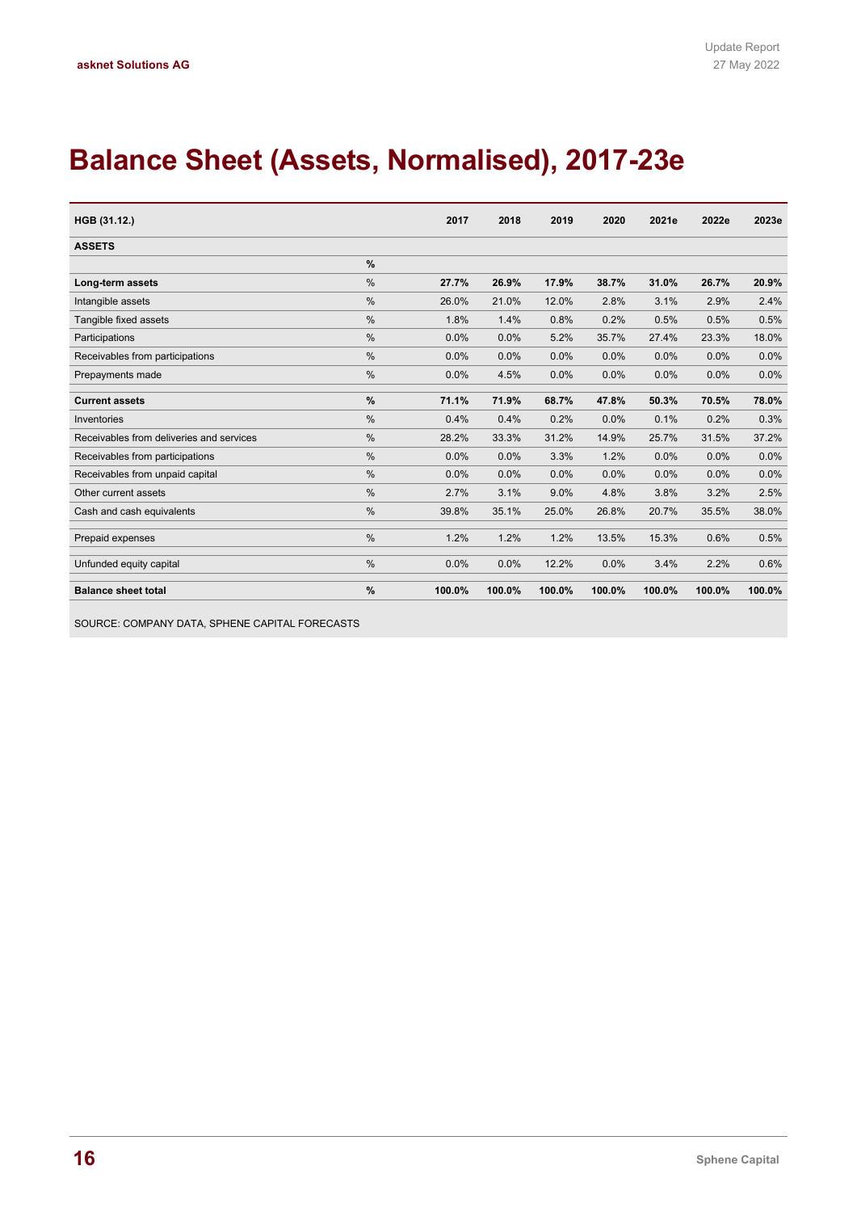# Balance Sheet (Assets, Normalised), 2017-23e

| HGB (31.12.) | | 2017 | 2018 | 2019 | 2020 | 2021e | 2022e | 2023e |
|---|---|---|---|---|---|---|---|---|
| **ASSETS** | | | | | | | | |
| | **%** | | | | | | | |
| **Long-term assets** | % | **27.7%** | **26.9%** | **17.9%** | **38.7%** | **31.0%** | **26.7%** | **20.9%** |
| Intangible assets | % | 26.0% | 21.0% | 12.0% | 2.8% | 3.1% | 2.9% | 2.4% |
| Tangible fixed assets | % | 1.8% | 1.4% | 0.8% | 0.2% | 0.5% | 0.5% | 0.5% |
| Participations | % | 0.0% | 0.0% | 5.2% | 35.7% | 27.4% | 23.3% | 18.0% |
| Receivables from participations | % | 0.0% | 0.0% | 0.0% | 0.0% | 0.0% | 0.0% | 0.0% |
| Prepayments made | % | 0.0% | 4.5% | 0.0% | 0.0% | 0.0% | 0.0% | 0.0% |
| **Current assets** | **%** | **71.1%** | **71.9%** | **68.7%** | **47.8%** | **50.3%** | **70.5%** | **78.0%** |
| Inventories | % | 0.4% | 0.4% | 0.2% | 0.0% | 0.1% | 0.2% | 0.3% |
| Receivables from deliveries and services | % | 28.2% | 33.3% | 31.2% | 14.9% | 25.7% | 31.5% | 37.2% |
| Receivables from participations | % | 0.0% | 0.0% | 3.3% | 1.2% | 0.0% | 0.0% | 0.0% |
| Receivables from unpaid capital | % | 0.0% | 0.0% | 0.0% | 0.0% | 0.0% | 0.0% | 0.0% |
| Other current assets | % | 2.7% | 3.1% | 9.0% | 4.8% | 3.8% | 3.2% | 2.5% |
| Cash and cash equivalents | % | 39.8% | 35.1% | 25.0% | 26.8% | 20.7% | 35.5% | 38.0% |
| Prepaid expenses | % | 1.2% | 1.2% | 1.2% | 13.5% | 15.3% | 0.6% | 0.5% |
| Unfunded equity capital | % | 0.0% | 0.0% | 12.2% | 0.0% | 3.4% | 2.2% | 0.6% |
| **Balance sheet total** | **%** | **100.0%** | **100.0%** | **100.0%** | **100.0%** | **100.0%** | **100.0%** | **100.0%** |

SOURCE: COMPANY DATA, SPHENE CAPITAL FORECASTS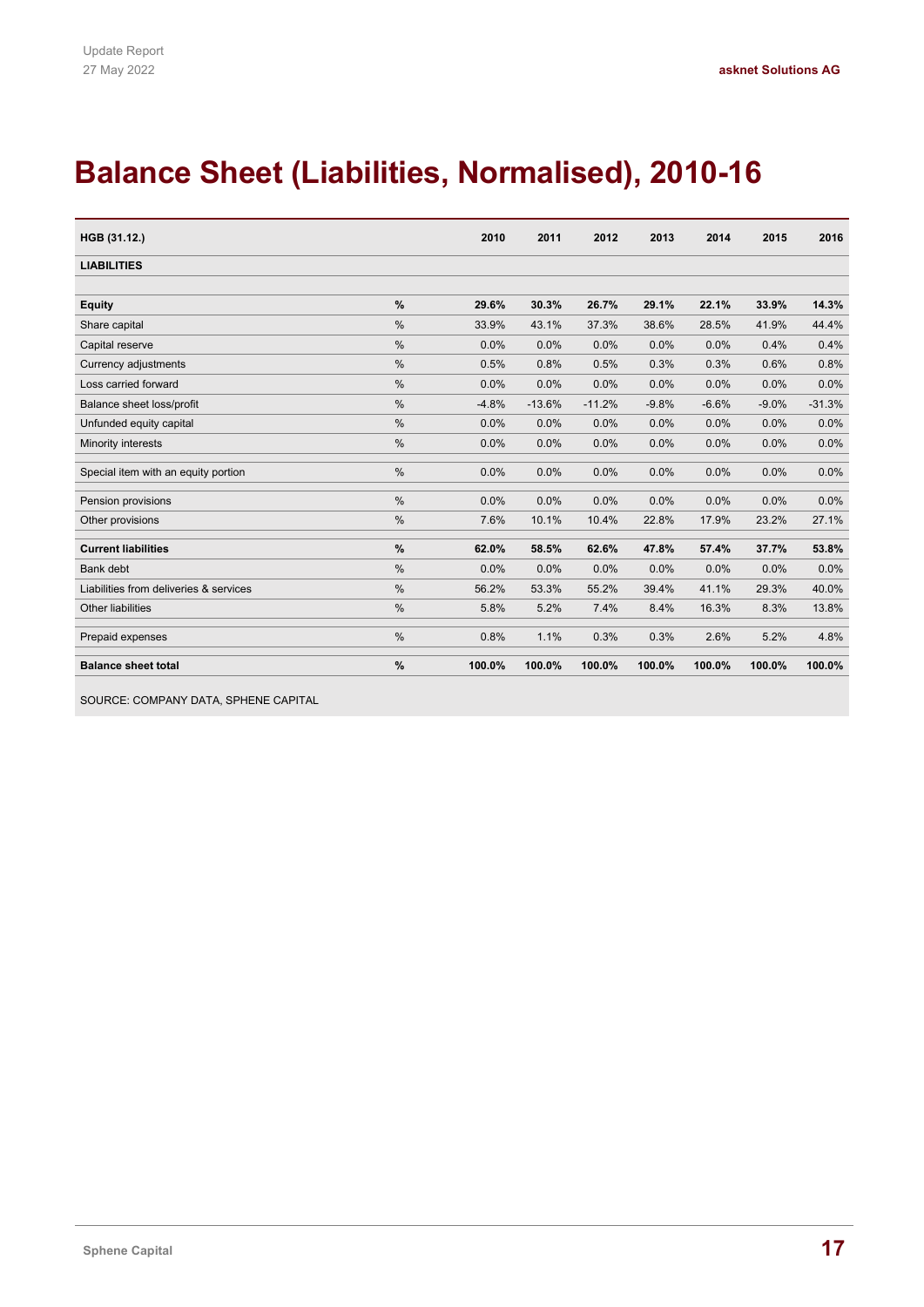# Balance Sheet (Liabilities, Normalised), 2010-16

| HGB (31.12.) | | 2010 | 2011 | 2012 | 2013 | 2014 | 2015 | 2016 |
|---|---|---|---|---|---|---|---|---|
| **LIABILITIES** | | | | | | | | |
| **Equity** | **%** | **29.6%** | **30.3%** | **26.7%** | **29.1%** | **22.1%** | **33.9%** | **14.3%** |
| Share capital | % | 33.9% | 43.1% | 37.3% | 38.6% | 28.5% | 41.9% | 44.4% |
| Capital reserve | % | 0.0% | 0.0% | 0.0% | 0.0% | 0.0% | 0.4% | 0.4% |
| Currency adjustments | % | 0.5% | 0.8% | 0.5% | 0.3% | 0.3% | 0.6% | 0.8% |
| Loss carried forward | % | 0.0% | 0.0% | 0.0% | 0.0% | 0.0% | 0.0% | 0.0% |
| Balance sheet loss/profit | % | -4.8% | -13.6% | -11.2% | -9.8% | -6.6% | -9.0% | -31.3% |
| Unfunded equity capital | % | 0.0% | 0.0% | 0.0% | 0.0% | 0.0% | 0.0% | 0.0% |
| Minority interests | % | 0.0% | 0.0% | 0.0% | 0.0% | 0.0% | 0.0% | 0.0% |
| Special item with an equity portion | % | 0.0% | 0.0% | 0.0% | 0.0% | 0.0% | 0.0% | 0.0% |
| Pension provisions | % | 0.0% | 0.0% | 0.0% | 0.0% | 0.0% | 0.0% | 0.0% |
| Other provisions | % | 7.6% | 10.1% | 10.4% | 22.8% | 17.9% | 23.2% | 27.1% |
| **Current liabilities** | **%** | **62.0%** | **58.5%** | **62.6%** | **47.8%** | **57.4%** | **37.7%** | **53.8%** |
| Bank debt | % | 0.0% | 0.0% | 0.0% | 0.0% | 0.0% | 0.0% | 0.0% |
| Liabilities from deliveries & services | % | 56.2% | 53.3% | 55.2% | 39.4% | 41.1% | 29.3% | 40.0% |
| Other liabilities | % | 5.8% | 5.2% | 7.4% | 8.4% | 16.3% | 8.3% | 13.8% |
| Prepaid expenses | % | 0.8% | 1.1% | 0.3% | 0.3% | 2.6% | 5.2% | 4.8% |
| **Balance sheet total** | **%** | **100.0%** | **100.0%** | **100.0%** | **100.0%** | **100.0%** | **100.0%** | **100.0%** |

SOURCE: COMPANY DATA, SPHENE CAPITAL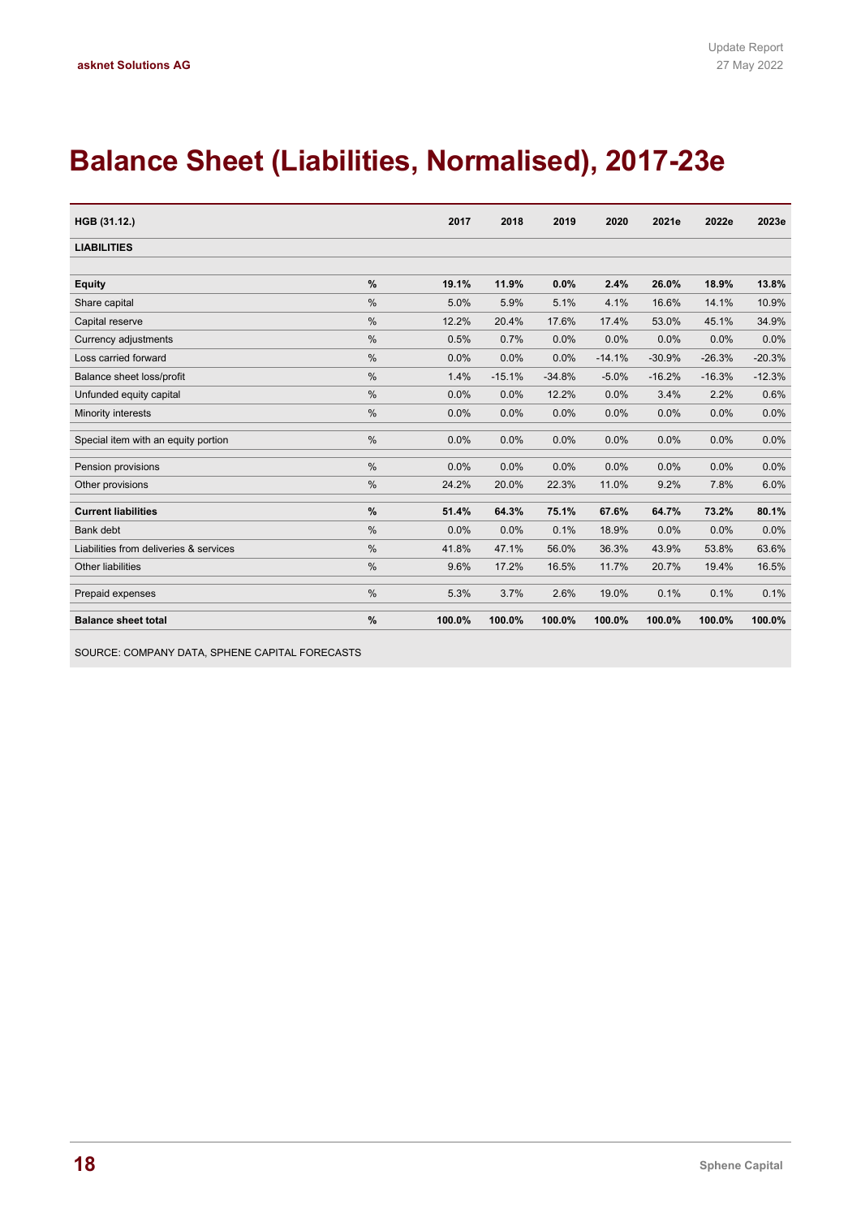// Summary: Page 18 transcribed as a heading plus one balance-sheet table; running header and footer omitted.

# Balance Sheet (Liabilities, Normalised), 2017-23e

| HGB (31.12.) | | 2017 | 2018 | 2019 | 2020 | 2021e | 2022e | 2023e |
|---|---|---|---|---|---|---|---|---|
| **LIABILITIES** | | | | | | | | |
| **Equity** | **%** | **19.1%** | **11.9%** | **0.0%** | **2.4%** | **26.0%** | **18.9%** | **13.8%** |
| Share capital | % | 5.0% | 5.9% | 5.1% | 4.1% | 16.6% | 14.1% | 10.9% |
| Capital reserve | % | 12.2% | 20.4% | 17.6% | 17.4% | 53.0% | 45.1% | 34.9% |
| Currency adjustments | % | 0.5% | 0.7% | 0.0% | 0.0% | 0.0% | 0.0% | 0.0% |
| Loss carried forward | % | 0.0% | 0.0% | 0.0% | -14.1% | -30.9% | -26.3% | -20.3% |
| Balance sheet loss/profit | % | 1.4% | -15.1% | -34.8% | -5.0% | -16.2% | -16.3% | -12.3% |
| Unfunded equity capital | % | 0.0% | 0.0% | 12.2% | 0.0% | 3.4% | 2.2% | 0.6% |
| Minority interests | % | 0.0% | 0.0% | 0.0% | 0.0% | 0.0% | 0.0% | 0.0% |
| Special item with an equity portion | % | 0.0% | 0.0% | 0.0% | 0.0% | 0.0% | 0.0% | 0.0% |
| Pension provisions | % | 0.0% | 0.0% | 0.0% | 0.0% | 0.0% | 0.0% | 0.0% |
| Other provisions | % | 24.2% | 20.0% | 22.3% | 11.0% | 9.2% | 7.8% | 6.0% |
| **Current liabilities** | **%** | **51.4%** | **64.3%** | **75.1%** | **67.6%** | **64.7%** | **73.2%** | **80.1%** |
| Bank debt | % | 0.0% | 0.0% | 0.1% | 18.9% | 0.0% | 0.0% | 0.0% |
| Liabilities from deliveries & services | % | 41.8% | 47.1% | 56.0% | 36.3% | 43.9% | 53.8% | 63.6% |
| Other liabilities | % | 9.6% | 17.2% | 16.5% | 11.7% | 20.7% | 19.4% | 16.5% |
| Prepaid expenses | % | 5.3% | 3.7% | 2.6% | 19.0% | 0.1% | 0.1% | 0.1% |
| **Balance sheet total** | **%** | **100.0%** | **100.0%** | **100.0%** | **100.0%** | **100.0%** | **100.0%** | **100.0%** |

SOURCE: COMPANY DATA, SPHENE CAPITAL FORECASTS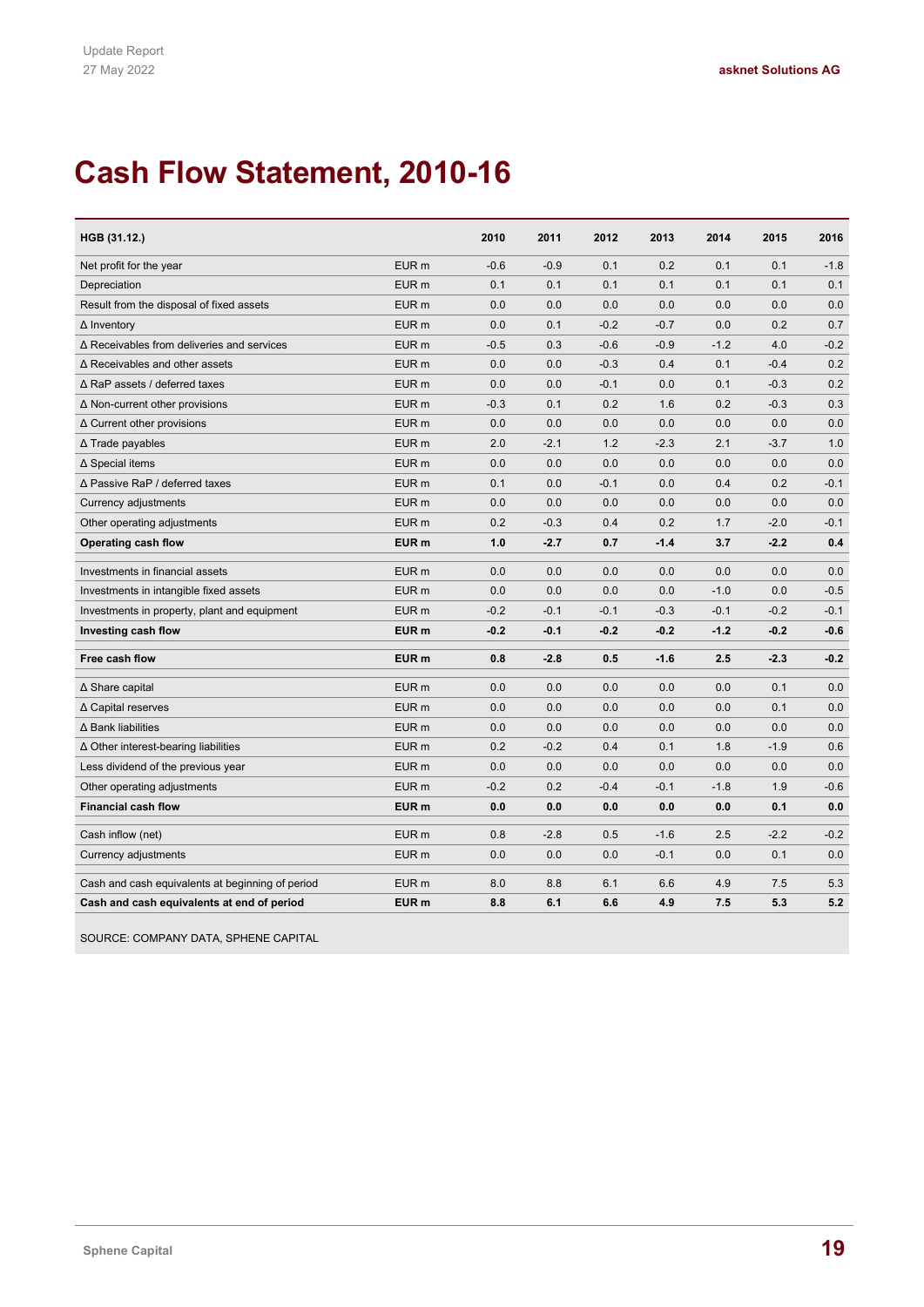# Cash Flow Statement, 2010-16

| HGB (31.12.) | | 2010 | 2011 | 2012 | 2013 | 2014 | 2015 | 2016 |
|---|---|---|---|---|---|---|---|---|
| Net profit for the year | EUR m | -0.6 | -0.9 | 0.1 | 0.2 | 0.1 | 0.1 | -1.8 |
| Depreciation | EUR m | 0.1 | 0.1 | 0.1 | 0.1 | 0.1 | 0.1 | 0.1 |
| Result from the disposal of fixed assets | EUR m | 0.0 | 0.0 | 0.0 | 0.0 | 0.0 | 0.0 | 0.0 |
| Δ Inventory | EUR m | 0.0 | 0.1 | -0.2 | -0.7 | 0.0 | 0.2 | 0.7 |
| Δ Receivables from deliveries and services | EUR m | -0.5 | 0.3 | -0.6 | -0.9 | -1.2 | 4.0 | -0.2 |
| Δ Receivables and other assets | EUR m | 0.0 | 0.0 | -0.3 | 0.4 | 0.1 | -0.4 | 0.2 |
| Δ RaP assets / deferred taxes | EUR m | 0.0 | 0.0 | -0.1 | 0.0 | 0.1 | -0.3 | 0.2 |
| Δ Non-current other provisions | EUR m | -0.3 | 0.1 | 0.2 | 1.6 | 0.2 | -0.3 | 0.3 |
| Δ Current other provisions | EUR m | 0.0 | 0.0 | 0.0 | 0.0 | 0.0 | 0.0 | 0.0 |
| Δ Trade payables | EUR m | 2.0 | -2.1 | 1.2 | -2.3 | 2.1 | -3.7 | 1.0 |
| Δ Special items | EUR m | 0.0 | 0.0 | 0.0 | 0.0 | 0.0 | 0.0 | 0.0 |
| Δ Passive RaP / deferred taxes | EUR m | 0.1 | 0.0 | -0.1 | 0.0 | 0.4 | 0.2 | -0.1 |
| Currency adjustments | EUR m | 0.0 | 0.0 | 0.0 | 0.0 | 0.0 | 0.0 | 0.0 |
| Other operating adjustments | EUR m | 0.2 | -0.3 | 0.4 | 0.2 | 1.7 | -2.0 | -0.1 |
| **Operating cash flow** | **EUR m** | **1.0** | **-2.7** | **0.7** | **-1.4** | **3.7** | **-2.2** | **0.4** |
| Investments in financial assets | EUR m | 0.0 | 0.0 | 0.0 | 0.0 | 0.0 | 0.0 | 0.0 |
| Investments in intangible fixed assets | EUR m | 0.0 | 0.0 | 0.0 | 0.0 | -1.0 | 0.0 | -0.5 |
| Investments in property, plant and equipment | EUR m | -0.2 | -0.1 | -0.1 | -0.3 | -0.1 | -0.2 | -0.1 |
| **Investing cash flow** | **EUR m** | **-0.2** | **-0.1** | **-0.2** | **-0.2** | **-1.2** | **-0.2** | **-0.6** |
| **Free cash flow** | **EUR m** | **0.8** | **-2.8** | **0.5** | **-1.6** | **2.5** | **-2.3** | **-0.2** |
| Δ Share capital | EUR m | 0.0 | 0.0 | 0.0 | 0.0 | 0.0 | 0.1 | 0.0 |
| Δ Capital reserves | EUR m | 0.0 | 0.0 | 0.0 | 0.0 | 0.0 | 0.1 | 0.0 |
| Δ Bank liabilities | EUR m | 0.0 | 0.0 | 0.0 | 0.0 | 0.0 | 0.0 | 0.0 |
| Δ Other interest-bearing liabilities | EUR m | 0.2 | -0.2 | 0.4 | 0.1 | 1.8 | -1.9 | 0.6 |
| Less dividend of the previous year | EUR m | 0.0 | 0.0 | 0.0 | 0.0 | 0.0 | 0.0 | 0.0 |
| Other operating adjustments | EUR m | -0.2 | 0.2 | -0.4 | -0.1 | -1.8 | 1.9 | -0.6 |
| **Financial cash flow** | **EUR m** | **0.0** | **0.0** | **0.0** | **0.0** | **0.0** | **0.1** | **0.0** |
| Cash inflow (net) | EUR m | 0.8 | -2.8 | 0.5 | -1.6 | 2.5 | -2.2 | -0.2 |
| Currency adjustments | EUR m | 0.0 | 0.0 | 0.0 | -0.1 | 0.0 | 0.1 | 0.0 |
| Cash and cash equivalents at beginning of period | EUR m | 8.0 | 8.8 | 6.1 | 6.6 | 4.9 | 7.5 | 5.3 |
| **Cash and cash equivalents at end of period** | **EUR m** | **8.8** | **6.1** | **6.6** | **4.9** | **7.5** | **5.3** | **5.2** |

SOURCE: COMPANY DATA, SPHENE CAPITAL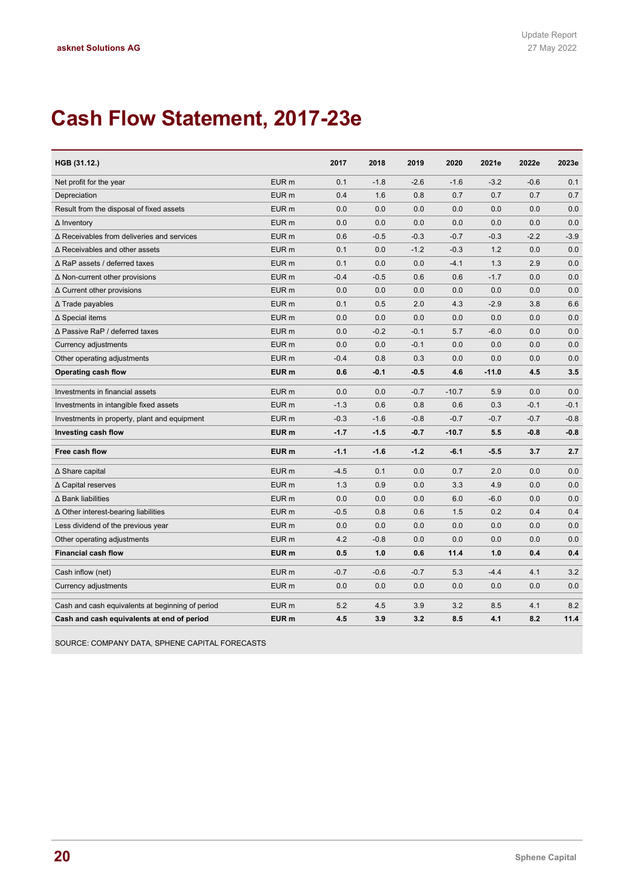# Cash Flow Statement, 2017-23e

| HGB (31.12.) | | 2017 | 2018 | 2019 | 2020 | 2021e | 2022e | 2023e |
|---|---|---|---|---|---|---|---|---|
| Net profit for the year | EUR m | 0.1 | -1.8 | -2.6 | -1.6 | -3.2 | -0.6 | 0.1 |
| Depreciation | EUR m | 0.4 | 1.6 | 0.8 | 0.7 | 0.7 | 0.7 | 0.7 |
| Result from the disposal of fixed assets | EUR m | 0.0 | 0.0 | 0.0 | 0.0 | 0.0 | 0.0 | 0.0 |
| Δ Inventory | EUR m | 0.0 | 0.0 | 0.0 | 0.0 | 0.0 | 0.0 | 0.0 |
| Δ Receivables from deliveries and services | EUR m | 0.6 | -0.5 | -0.3 | -0.7 | -0.3 | -2.2 | -3.9 |
| Δ Receivables and other assets | EUR m | 0.1 | 0.0 | -1.2 | -0.3 | 1.2 | 0.0 | 0.0 |
| Δ RaP assets / deferred taxes | EUR m | 0.1 | 0.0 | 0.0 | -4.1 | 1.3 | 2.9 | 0.0 |
| Δ Non-current other provisions | EUR m | -0.4 | -0.5 | 0.6 | 0.6 | -1.7 | 0.0 | 0.0 |
| Δ Current other provisions | EUR m | 0.0 | 0.0 | 0.0 | 0.0 | 0.0 | 0.0 | 0.0 |
| Δ Trade payables | EUR m | 0.1 | 0.5 | 2.0 | 4.3 | -2.9 | 3.8 | 6.6 |
| Δ Special items | EUR m | 0.0 | 0.0 | 0.0 | 0.0 | 0.0 | 0.0 | 0.0 |
| Δ Passive RaP / deferred taxes | EUR m | 0.0 | -0.2 | -0.1 | 5.7 | -6.0 | 0.0 | 0.0 |
| Currency adjustments | EUR m | 0.0 | 0.0 | -0.1 | 0.0 | 0.0 | 0.0 | 0.0 |
| Other operating adjustments | EUR m | -0.4 | 0.8 | 0.3 | 0.0 | 0.0 | 0.0 | 0.0 |
| **Operating cash flow** | **EUR m** | **0.6** | **-0.1** | **-0.5** | **4.6** | **-11.0** | **4.5** | **3.5** |
| Investments in financial assets | EUR m | 0.0 | 0.0 | -0.7 | -10.7 | 5.9 | 0.0 | 0.0 |
| Investments in intangible fixed assets | EUR m | -1.3 | 0.6 | 0.8 | 0.6 | 0.3 | -0.1 | -0.1 |
| Investments in property, plant and equipment | EUR m | -0.3 | -1.6 | -0.8 | -0.7 | -0.7 | -0.7 | -0.8 |
| **Investing cash flow** | **EUR m** | **-1.7** | **-1.5** | **-0.7** | **-10.7** | **5.5** | **-0.8** | **-0.8** |
| **Free cash flow** | **EUR m** | **-1.1** | **-1.6** | **-1.2** | **-6.1** | **-5.5** | **3.7** | **2.7** |
| Δ Share capital | EUR m | -4.5 | 0.1 | 0.0 | 0.7 | 2.0 | 0.0 | 0.0 |
| Δ Capital reserves | EUR m | 1.3 | 0.9 | 0.0 | 3.3 | 4.9 | 0.0 | 0.0 |
| Δ Bank liabilities | EUR m | 0.0 | 0.0 | 0.0 | 6.0 | -6.0 | 0.0 | 0.0 |
| Δ Other interest-bearing liabilities | EUR m | -0.5 | 0.8 | 0.6 | 1.5 | 0.2 | 0.4 | 0.4 |
| Less dividend of the previous year | EUR m | 0.0 | 0.0 | 0.0 | 0.0 | 0.0 | 0.0 | 0.0 |
| Other operating adjustments | EUR m | 4.2 | -0.8 | 0.0 | 0.0 | 0.0 | 0.0 | 0.0 |
| **Financial cash flow** | **EUR m** | **0.5** | **1.0** | **0.6** | **11.4** | **1.0** | **0.4** | **0.4** |
| Cash inflow (net) | EUR m | -0.7 | -0.6 | -0.7 | 5.3 | -4.4 | 4.1 | 3.2 |
| Currency adjustments | EUR m | 0.0 | 0.0 | 0.0 | 0.0 | 0.0 | 0.0 | 0.0 |
| Cash and cash equivalents at beginning of period | EUR m | 5.2 | 4.5 | 3.9 | 3.2 | 8.5 | 4.1 | 8.2 |
| **Cash and cash equivalents at end of period** | **EUR m** | **4.5** | **3.9** | **3.2** | **8.5** | **4.1** | **8.2** | **11.4** |

SOURCE: COMPANY DATA, SPHENE CAPITAL FORECASTS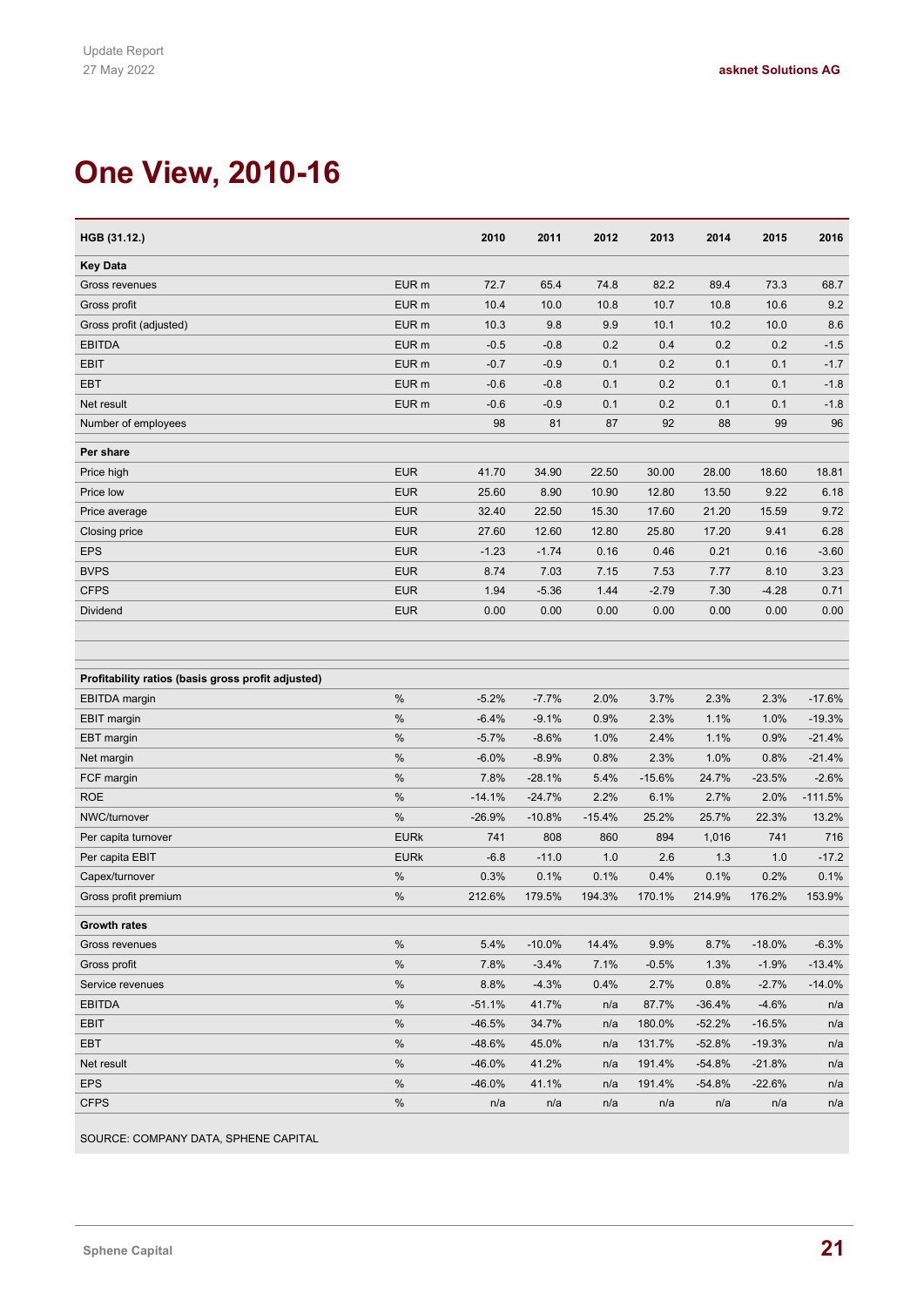# One View, 2010-16

| HGB (31.12.) | | 2010 | 2011 | 2012 | 2013 | 2014 | 2015 | 2016 |
|---|---|---|---|---|---|---|---|---|
| **Key Data** | | | | | | | | |
| Gross revenues | EUR m | 72.7 | 65.4 | 74.8 | 82.2 | 89.4 | 73.3 | 68.7 |
| Gross profit | EUR m | 10.4 | 10.0 | 10.8 | 10.7 | 10.8 | 10.6 | 9.2 |
| Gross profit (adjusted) | EUR m | 10.3 | 9.8 | 9.9 | 10.1 | 10.2 | 10.0 | 8.6 |
| EBITDA | EUR m | -0.5 | -0.8 | 0.2 | 0.4 | 0.2 | 0.2 | -1.5 |
| EBIT | EUR m | -0.7 | -0.9 | 0.1 | 0.2 | 0.1 | 0.1 | -1.7 |
| EBT | EUR m | -0.6 | -0.8 | 0.1 | 0.2 | 0.1 | 0.1 | -1.8 |
| Net result | EUR m | -0.6 | -0.9 | 0.1 | 0.2 | 0.1 | 0.1 | -1.8 |
| Number of employees | | 98 | 81 | 87 | 92 | 88 | 99 | 96 |
| **Per share** | | | | | | | | |
| Price high | EUR | 41.70 | 34.90 | 22.50 | 30.00 | 28.00 | 18.60 | 18.81 |
| Price low | EUR | 25.60 | 8.90 | 10.90 | 12.80 | 13.50 | 9.22 | 6.18 |
| Price average | EUR | 32.40 | 22.50 | 15.30 | 17.60 | 21.20 | 15.59 | 9.72 |
| Closing price | EUR | 27.60 | 12.60 | 12.80 | 25.80 | 17.20 | 9.41 | 6.28 |
| EPS | EUR | -1.23 | -1.74 | 0.16 | 0.46 | 0.21 | 0.16 | -3.60 |
| BVPS | EUR | 8.74 | 7.03 | 7.15 | 7.53 | 7.77 | 8.10 | 3.23 |
| CFPS | EUR | 1.94 | -5.36 | 1.44 | -2.79 | 7.30 | -4.28 | 0.71 |
| Dividend | EUR | 0.00 | 0.00 | 0.00 | 0.00 | 0.00 | 0.00 | 0.00 |
| **Profitability ratios (basis gross profit adjusted)** | | | | | | | | |
| EBITDA margin | % | -5.2% | -7.7% | 2.0% | 3.7% | 2.3% | 2.3% | -17.6% |
| EBIT margin | % | -6.4% | -9.1% | 0.9% | 2.3% | 1.1% | 1.0% | -19.3% |
| EBT margin | % | -5.7% | -8.6% | 1.0% | 2.4% | 1.1% | 0.9% | -21.4% |
| Net margin | % | -6.0% | -8.9% | 0.8% | 2.3% | 1.0% | 0.8% | -21.4% |
| FCF margin | % | 7.8% | -28.1% | 5.4% | -15.6% | 24.7% | -23.5% | -2.6% |
| ROE | % | -14.1% | -24.7% | 2.2% | 6.1% | 2.7% | 2.0% | -111.5% |
| NWC/turnover | % | -26.9% | -10.8% | -15.4% | 25.2% | 25.7% | 22.3% | 13.2% |
| Per capita turnover | EURk | 741 | 808 | 860 | 894 | 1,016 | 741 | 716 |
| Per capita EBIT | EURk | -6.8 | -11.0 | 1.0 | 2.6 | 1.3 | 1.0 | -17.2 |
| Capex/turnover | % | 0.3% | 0.1% | 0.1% | 0.4% | 0.1% | 0.2% | 0.1% |
| Gross profit premium | % | 212.6% | 179.5% | 194.3% | 170.1% | 214.9% | 176.2% | 153.9% |
| **Growth rates** | | | | | | | | |
| Gross revenues | % | 5.4% | -10.0% | 14.4% | 9.9% | 8.7% | -18.0% | -6.3% |
| Gross profit | % | 7.8% | -3.4% | 7.1% | -0.5% | 1.3% | -1.9% | -13.4% |
| Service revenues | % | 8.8% | -4.3% | 0.4% | 2.7% | 0.8% | -2.7% | -14.0% |
| EBITDA | % | -51.1% | 41.7% | n/a | 87.7% | -36.4% | -4.6% | n/a |
| EBIT | % | -46.5% | 34.7% | n/a | 180.0% | -52.2% | -16.5% | n/a |
| EBT | % | -48.6% | 45.0% | n/a | 131.7% | -52.8% | -19.3% | n/a |
| Net result | % | -46.0% | 41.2% | n/a | 191.4% | -54.8% | -21.8% | n/a |
| EPS | % | -46.0% | 41.1% | n/a | 191.4% | -54.8% | -22.6% | n/a |
| CFPS | % | n/a | n/a | n/a | n/a | n/a | n/a | n/a |

SOURCE: COMPANY DATA, SPHENE CAPITAL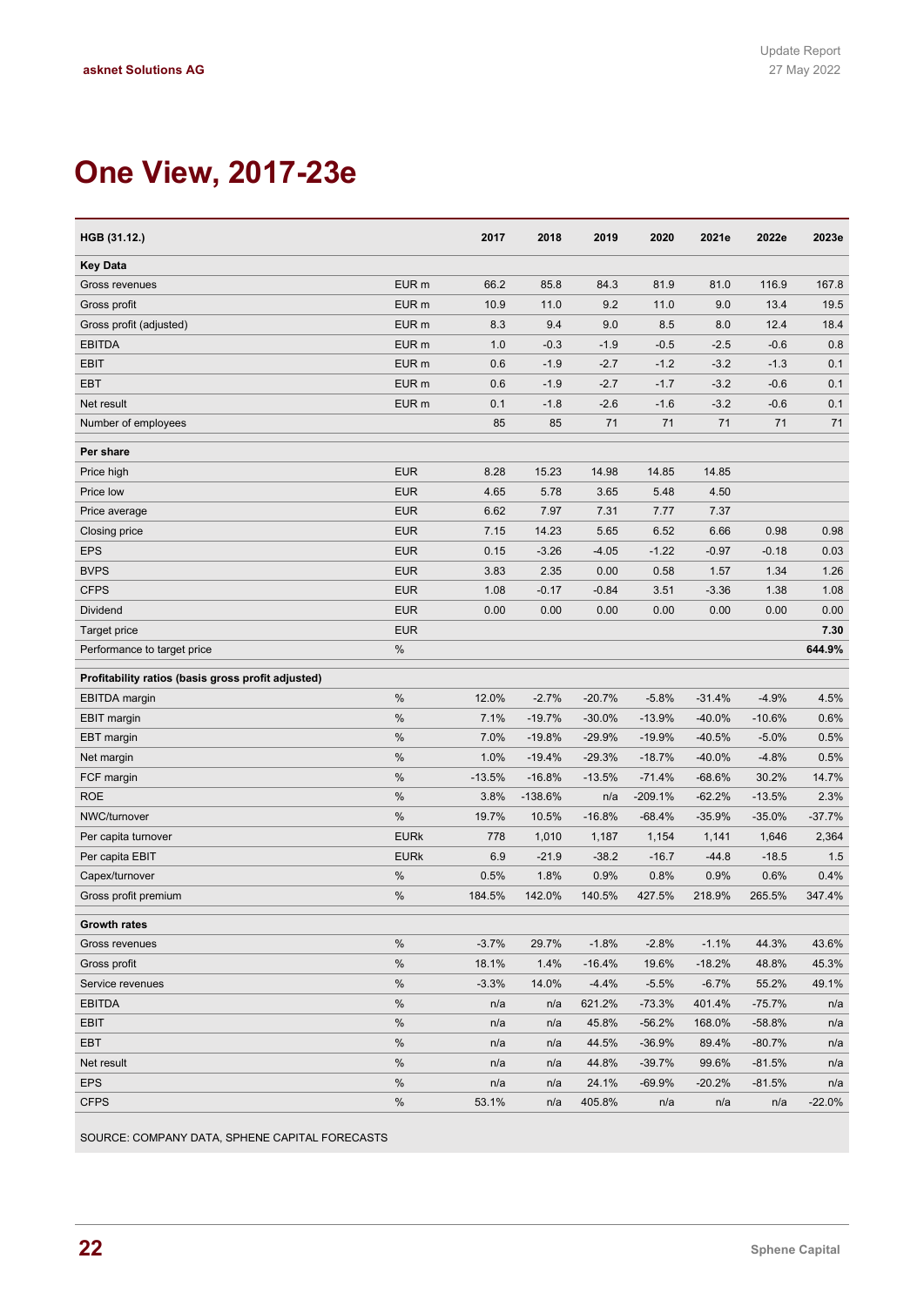# One View, 2017-23e

| HGB (31.12.) | | 2017 | 2018 | 2019 | 2020 | 2021e | 2022e | 2023e |
|---|---|---|---|---|---|---|---|---|
| **Key Data** | | | | | | | | |
| Gross revenues | EUR m | 66.2 | 85.8 | 84.3 | 81.9 | 81.0 | 116.9 | 167.8 |
| Gross profit | EUR m | 10.9 | 11.0 | 9.2 | 11.0 | 9.0 | 13.4 | 19.5 |
| Gross profit (adjusted) | EUR m | 8.3 | 9.4 | 9.0 | 8.5 | 8.0 | 12.4 | 18.4 |
| EBITDA | EUR m | 1.0 | -0.3 | -1.9 | -0.5 | -2.5 | -0.6 | 0.8 |
| EBIT | EUR m | 0.6 | -1.9 | -2.7 | -1.2 | -3.2 | -1.3 | 0.1 |
| EBT | EUR m | 0.6 | -1.9 | -2.7 | -1.7 | -3.2 | -0.6 | 0.1 |
| Net result | EUR m | 0.1 | -1.8 | -2.6 | -1.6 | -3.2 | -0.6 | 0.1 |
| Number of employees | | 85 | 85 | 71 | 71 | 71 | 71 | 71 |
| **Per share** | | | | | | | | |
| Price high | EUR | 8.28 | 15.23 | 14.98 | 14.85 | 14.85 | | |
| Price low | EUR | 4.65 | 5.78 | 3.65 | 5.48 | 4.50 | | |
| Price average | EUR | 6.62 | 7.97 | 7.31 | 7.77 | 7.37 | | |
| Closing price | EUR | 7.15 | 14.23 | 5.65 | 6.52 | 6.66 | 0.98 | 0.98 |
| EPS | EUR | 0.15 | -3.26 | -4.05 | -1.22 | -0.97 | -0.18 | 0.03 |
| BVPS | EUR | 3.83 | 2.35 | 0.00 | 0.58 | 1.57 | 1.34 | 1.26 |
| CFPS | EUR | 1.08 | -0.17 | -0.84 | 3.51 | -3.36 | 1.38 | 1.08 |
| Dividend | EUR | 0.00 | 0.00 | 0.00 | 0.00 | 0.00 | 0.00 | 0.00 |
| Target price | EUR | | | | | | | **7.30** |
| Performance to target price | % | | | | | | | **644.9%** |
| **Profitability ratios (basis gross profit adjusted)** | | | | | | | | |
| EBITDA margin | % | 12.0% | -2.7% | -20.7% | -5.8% | -31.4% | -4.9% | 4.5% |
| EBIT margin | % | 7.1% | -19.7% | -30.0% | -13.9% | -40.0% | -10.6% | 0.6% |
| EBT margin | % | 7.0% | -19.8% | -29.9% | -19.9% | -40.5% | -5.0% | 0.5% |
| Net margin | % | 1.0% | -19.4% | -29.3% | -18.7% | -40.0% | -4.8% | 0.5% |
| FCF margin | % | -13.5% | -16.8% | -13.5% | -71.4% | -68.6% | 30.2% | 14.7% |
| ROE | % | 3.8% | -138.6% | n/a | -209.1% | -62.2% | -13.5% | 2.3% |
| NWC/turnover | % | 19.7% | 10.5% | -16.8% | -68.4% | -35.9% | -35.0% | -37.7% |
| Per capita turnover | EURk | 778 | 1,010 | 1,187 | 1,154 | 1,141 | 1,646 | 2,364 |
| Per capita EBIT | EURk | 6.9 | -21.9 | -38.2 | -16.7 | -44.8 | -18.5 | 1.5 |
| Capex/turnover | % | 0.5% | 1.8% | 0.9% | 0.8% | 0.9% | 0.6% | 0.4% |
| Gross profit premium | % | 184.5% | 142.0% | 140.5% | 427.5% | 218.9% | 265.5% | 347.4% |
| **Growth rates** | | | | | | | | |
| Gross revenues | % | -3.7% | 29.7% | -1.8% | -2.8% | -1.1% | 44.3% | 43.6% |
| Gross profit | % | 18.1% | 1.4% | -16.4% | 19.6% | -18.2% | 48.8% | 45.3% |
| Service revenues | % | -3.3% | 14.0% | -4.4% | -5.5% | -6.7% | 55.2% | 49.1% |
| EBITDA | % | n/a | n/a | 621.2% | -73.3% | 401.4% | -75.7% | n/a |
| EBIT | % | n/a | n/a | 45.8% | -56.2% | 168.0% | -58.8% | n/a |
| EBT | % | n/a | n/a | 44.5% | -36.9% | 89.4% | -80.7% | n/a |
| Net result | % | n/a | n/a | 44.8% | -39.7% | 99.6% | -81.5% | n/a |
| EPS | % | n/a | n/a | 24.1% | -69.9% | -20.2% | -81.5% | n/a |
| CFPS | % | 53.1% | n/a | 405.8% | n/a | n/a | n/a | -22.0% |

SOURCE: COMPANY DATA, SPHENE CAPITAL FORECASTS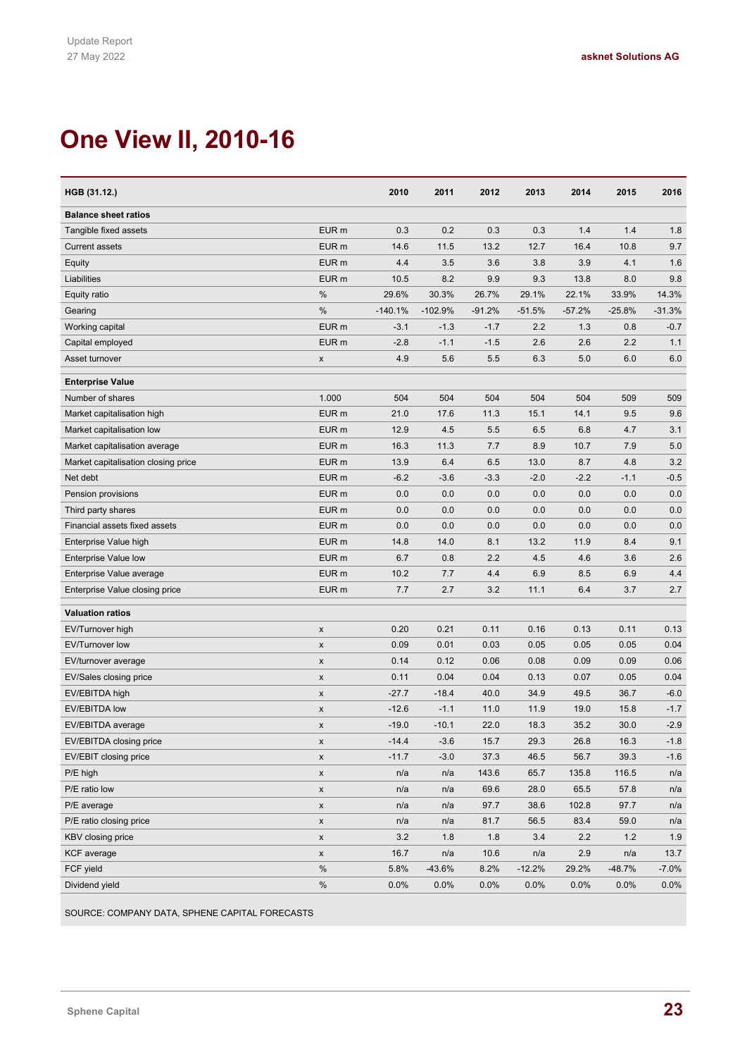# One View II, 2010-16

| HGB (31.12.) | | 2010 | 2011 | 2012 | 2013 | 2014 | 2015 | 2016 |
|---|---|---|---|---|---|---|---|---|
| **Balance sheet ratios** | | | | | | | | |
| Tangible fixed assets | EUR m | 0.3 | 0.2 | 0.3 | 0.3 | 1.4 | 1.4 | 1.8 |
| Current assets | EUR m | 14.6 | 11.5 | 13.2 | 12.7 | 16.4 | 10.8 | 9.7 |
| Equity | EUR m | 4.4 | 3.5 | 3.6 | 3.8 | 3.9 | 4.1 | 1.6 |
| Liabilities | EUR m | 10.5 | 8.2 | 9.9 | 9.3 | 13.8 | 8.0 | 9.8 |
| Equity ratio | % | 29.6% | 30.3% | 26.7% | 29.1% | 22.1% | 33.9% | 14.3% |
| Gearing | % | -140.1% | -102.9% | -91.2% | -51.5% | -57.2% | -25.8% | -31.3% |
| Working capital | EUR m | -3.1 | -1.3 | -1.7 | 2.2 | 1.3 | 0.8 | -0.7 |
| Capital employed | EUR m | -2.8 | -1.1 | -1.5 | 2.6 | 2.6 | 2.2 | 1.1 |
| Asset turnover | x | 4.9 | 5.6 | 5.5 | 6.3 | 5.0 | 6.0 | 6.0 |
| **Enterprise Value** | | | | | | | | |
| Number of shares | 1.000 | 504 | 504 | 504 | 504 | 504 | 509 | 509 |
| Market capitalisation high | EUR m | 21.0 | 17.6 | 11.3 | 15.1 | 14.1 | 9.5 | 9.6 |
| Market capitalisation low | EUR m | 12.9 | 4.5 | 5.5 | 6.5 | 6.8 | 4.7 | 3.1 |
| Market capitalisation average | EUR m | 16.3 | 11.3 | 7.7 | 8.9 | 10.7 | 7.9 | 5.0 |
| Market capitalisation closing price | EUR m | 13.9 | 6.4 | 6.5 | 13.0 | 8.7 | 4.8 | 3.2 |
| Net debt | EUR m | -6.2 | -3.6 | -3.3 | -2.0 | -2.2 | -1.1 | -0.5 |
| Pension provisions | EUR m | 0.0 | 0.0 | 0.0 | 0.0 | 0.0 | 0.0 | 0.0 |
| Third party shares | EUR m | 0.0 | 0.0 | 0.0 | 0.0 | 0.0 | 0.0 | 0.0 |
| Financial assets fixed assets | EUR m | 0.0 | 0.0 | 0.0 | 0.0 | 0.0 | 0.0 | 0.0 |
| Enterprise Value high | EUR m | 14.8 | 14.0 | 8.1 | 13.2 | 11.9 | 8.4 | 9.1 |
| Enterprise Value low | EUR m | 6.7 | 0.8 | 2.2 | 4.5 | 4.6 | 3.6 | 2.6 |
| Enterprise Value average | EUR m | 10.2 | 7.7 | 4.4 | 6.9 | 8.5 | 6.9 | 4.4 |
| Enterprise Value closing price | EUR m | 7.7 | 2.7 | 3.2 | 11.1 | 6.4 | 3.7 | 2.7 |
| **Valuation ratios** | | | | | | | | |
| EV/Turnover high | x | 0.20 | 0.21 | 0.11 | 0.16 | 0.13 | 0.11 | 0.13 |
| EV/Turnover low | x | 0.09 | 0.01 | 0.03 | 0.05 | 0.05 | 0.05 | 0.04 |
| EV/turnover average | x | 0.14 | 0.12 | 0.06 | 0.08 | 0.09 | 0.09 | 0.06 |
| EV/Sales closing price | x | 0.11 | 0.04 | 0.04 | 0.13 | 0.07 | 0.05 | 0.04 |
| EV/EBITDA high | x | -27.7 | -18.4 | 40.0 | 34.9 | 49.5 | 36.7 | -6.0 |
| EV/EBITDA low | x | -12.6 | -1.1 | 11.0 | 11.9 | 19.0 | 15.8 | -1.7 |
| EV/EBITDA average | x | -19.0 | -10.1 | 22.0 | 18.3 | 35.2 | 30.0 | -2.9 |
| EV/EBITDA closing price | x | -14.4 | -3.6 | 15.7 | 29.3 | 26.8 | 16.3 | -1.8 |
| EV/EBIT closing price | x | -11.7 | -3.0 | 37.3 | 46.5 | 56.7 | 39.3 | -1.6 |
| P/E high | x | n/a | n/a | 143.6 | 65.7 | 135.8 | 116.5 | n/a |
| P/E ratio low | x | n/a | n/a | 69.6 | 28.0 | 65.5 | 57.8 | n/a |
| P/E average | x | n/a | n/a | 97.7 | 38.6 | 102.8 | 97.7 | n/a |
| P/E ratio closing price | x | n/a | n/a | 81.7 | 56.5 | 83.4 | 59.0 | n/a |
| KBV closing price | x | 3.2 | 1.8 | 1.8 | 3.4 | 2.2 | 1.2 | 1.9 |
| KCF average | x | 16.7 | n/a | 10.6 | n/a | 2.9 | n/a | 13.7 |
| FCF yield | % | 5.8% | -43.6% | 8.2% | -12.2% | 29.2% | -48.7% | -7.0% |
| Dividend yield | % | 0.0% | 0.0% | 0.0% | 0.0% | 0.0% | 0.0% | 0.0% |

SOURCE: COMPANY DATA, SPHENE CAPITAL FORECASTS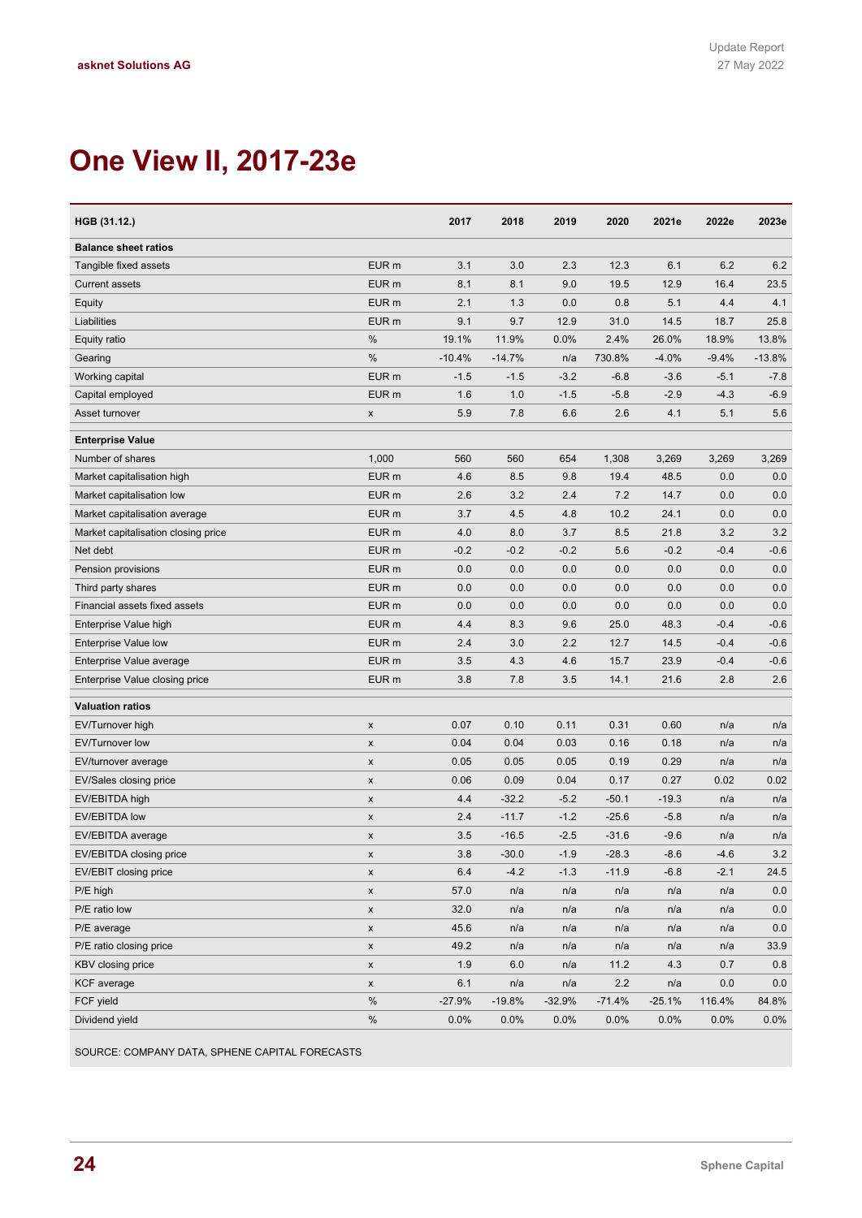# One View II, 2017-23e

| HGB (31.12.) | | 2017 | 2018 | 2019 | 2020 | 2021e | 2022e | 2023e |
|---|---|---|---|---|---|---|---|---|
| **Balance sheet ratios** | | | | | | | | |
| Tangible fixed assets | EUR m | 3.1 | 3.0 | 2.3 | 12.3 | 6.1 | 6.2 | 6.2 |
| Current assets | EUR m | 8.1 | 8.1 | 9.0 | 19.5 | 12.9 | 16.4 | 23.5 |
| Equity | EUR m | 2.1 | 1.3 | 0.0 | 0.8 | 5.1 | 4.4 | 4.1 |
| Liabilities | EUR m | 9.1 | 9.7 | 12.9 | 31.0 | 14.5 | 18.7 | 25.8 |
| Equity ratio | % | 19.1% | 11.9% | 0.0% | 2.4% | 26.0% | 18.9% | 13.8% |
| Gearing | % | -10.4% | -14.7% | n/a | 730.8% | -4.0% | -9.4% | -13.8% |
| Working capital | EUR m | -1.5 | -1.5 | -3.2 | -6.8 | -3.6 | -5.1 | -7.8 |
| Capital employed | EUR m | 1.6 | 1.0 | -1.5 | -5.8 | -2.9 | -4.3 | -6.9 |
| Asset turnover | x | 5.9 | 7.8 | 6.6 | 2.6 | 4.1 | 5.1 | 5.6 |
| **Enterprise Value** | | | | | | | | |
| Number of shares | 1,000 | 560 | 560 | 654 | 1,308 | 3,269 | 3,269 | 3,269 |
| Market capitalisation high | EUR m | 4.6 | 8.5 | 9.8 | 19.4 | 48.5 | 0.0 | 0.0 |
| Market capitalisation low | EUR m | 2.6 | 3.2 | 2.4 | 7.2 | 14.7 | 0.0 | 0.0 |
| Market capitalisation average | EUR m | 3.7 | 4.5 | 4.8 | 10.2 | 24.1 | 0.0 | 0.0 |
| Market capitalisation closing price | EUR m | 4.0 | 8.0 | 3.7 | 8.5 | 21.8 | 3.2 | 3.2 |
| Net debt | EUR m | -0.2 | -0.2 | -0.2 | 5.6 | -0.2 | -0.4 | -0.6 |
| Pension provisions | EUR m | 0.0 | 0.0 | 0.0 | 0.0 | 0.0 | 0.0 | 0.0 |
| Third party shares | EUR m | 0.0 | 0.0 | 0.0 | 0.0 | 0.0 | 0.0 | 0.0 |
| Financial assets fixed assets | EUR m | 0.0 | 0.0 | 0.0 | 0.0 | 0.0 | 0.0 | 0.0 |
| Enterprise Value high | EUR m | 4.4 | 8.3 | 9.6 | 25.0 | 48.3 | -0.4 | -0.6 |
| Enterprise Value low | EUR m | 2.4 | 3.0 | 2.2 | 12.7 | 14.5 | -0.4 | -0.6 |
| Enterprise Value average | EUR m | 3.5 | 4.3 | 4.6 | 15.7 | 23.9 | -0.4 | -0.6 |
| Enterprise Value closing price | EUR m | 3.8 | 7.8 | 3.5 | 14.1 | 21.6 | 2.8 | 2.6 |
| **Valuation ratios** | | | | | | | | |
| EV/Turnover high | x | 0.07 | 0.10 | 0.11 | 0.31 | 0.60 | n/a | n/a |
| EV/Turnover low | x | 0.04 | 0.04 | 0.03 | 0.16 | 0.18 | n/a | n/a |
| EV/turnover average | x | 0.05 | 0.05 | 0.05 | 0.19 | 0.29 | n/a | n/a |
| EV/Sales closing price | x | 0.06 | 0.09 | 0.04 | 0.17 | 0.27 | 0.02 | 0.02 |
| EV/EBITDA high | x | 4.4 | -32.2 | -5.2 | -50.1 | -19.3 | n/a | n/a |
| EV/EBITDA low | x | 2.4 | -11.7 | -1.2 | -25.6 | -5.8 | n/a | n/a |
| EV/EBITDA average | x | 3.5 | -16.5 | -2.5 | -31.6 | -9.6 | n/a | n/a |
| EV/EBITDA closing price | x | 3.8 | -30.0 | -1.9 | -28.3 | -8.6 | -4.6 | 3.2 |
| EV/EBIT closing price | x | 6.4 | -4.2 | -1.3 | -11.9 | -6.8 | -2.1 | 24.5 |
| P/E high | x | 57.0 | n/a | n/a | n/a | n/a | n/a | 0.0 |
| P/E ratio low | x | 32.0 | n/a | n/a | n/a | n/a | n/a | 0.0 |
| P/E average | x | 45.6 | n/a | n/a | n/a | n/a | n/a | 0.0 |
| P/E ratio closing price | x | 49.2 | n/a | n/a | n/a | n/a | n/a | 33.9 |
| KBV closing price | x | 1.9 | 6.0 | n/a | 11.2 | 4.3 | 0.7 | 0.8 |
| KCF average | x | 6.1 | n/a | n/a | 2.2 | n/a | 0.0 | 0.0 |
| FCF yield | % | -27.9% | -19.8% | -32.9% | -71.4% | -25.1% | 116.4% | 84.8% |
| Dividend yield | % | 0.0% | 0.0% | 0.0% | 0.0% | 0.0% | 0.0% | 0.0% |

SOURCE: COMPANY DATA, SPHENE CAPITAL FORECASTS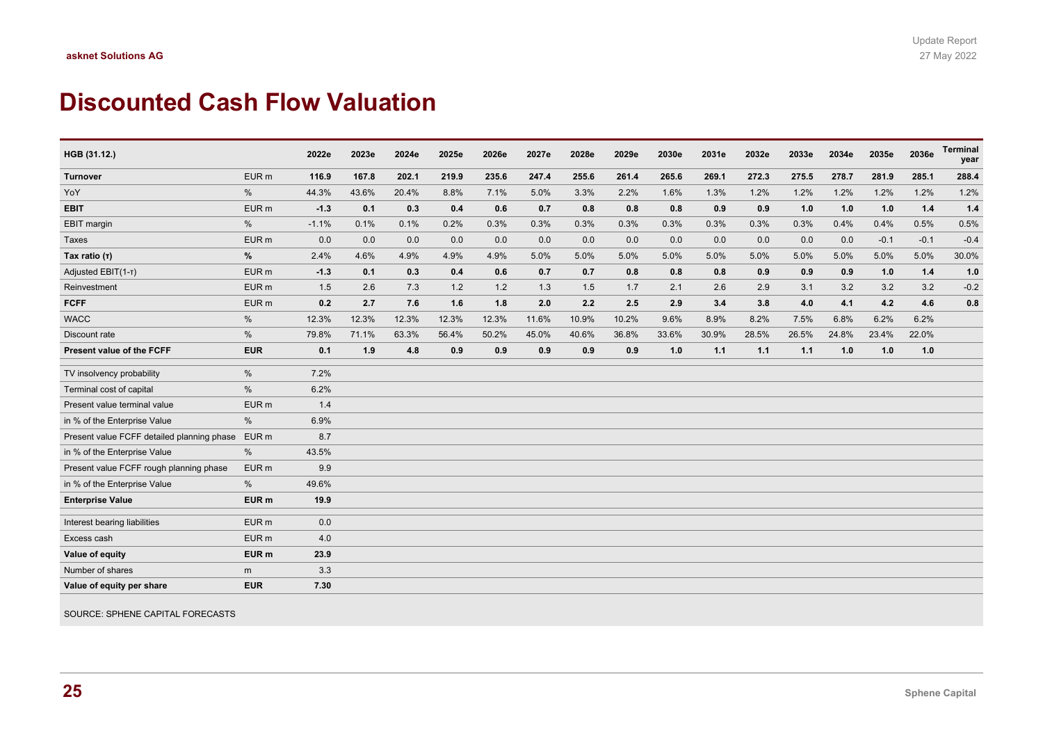# Discounted Cash Flow Valuation

| HGB (31.12.) | | 2022e | 2023e | 2024e | 2025e | 2026e | 2027e | 2028e | 2029e | 2030e | 2031e | 2032e | 2033e | 2034e | 2035e | 2036e | Terminal year |
|---|---|---|---|---|---|---|---|---|---|---|---|---|---|---|---|---|---|
| **Turnover** | EUR m | **116.9** | **167.8** | **202.1** | **219.9** | **235.6** | **247.4** | **255.6** | **261.4** | **265.6** | **269.1** | **272.3** | **275.5** | **278.7** | **281.9** | **285.1** | **288.4** |
| YoY | % | 44.3% | 43.6% | 20.4% | 8.8% | 7.1% | 5.0% | 3.3% | 2.2% | 1.6% | 1.3% | 1.2% | 1.2% | 1.2% | 1.2% | 1.2% | 1.2% |
| **EBIT** | EUR m | **-1.3** | **0.1** | **0.3** | **0.4** | **0.6** | **0.7** | **0.8** | **0.8** | **0.8** | **0.9** | **0.9** | **1.0** | **1.0** | **1.0** | **1.4** | **1.4** |
| EBIT margin | % | -1.1% | 0.1% | 0.1% | 0.2% | 0.3% | 0.3% | 0.3% | 0.3% | 0.3% | 0.3% | 0.3% | 0.3% | 0.4% | 0.4% | 0.5% | 0.5% |
| Taxes | EUR m | 0.0 | 0.0 | 0.0 | 0.0 | 0.0 | 0.0 | 0.0 | 0.0 | 0.0 | 0.0 | 0.0 | 0.0 | 0.0 | -0.1 | -0.1 | -0.4 |
| **Tax ratio (τ)** | **%** | 2.4% | 4.6% | 4.9% | 4.9% | 4.9% | 5.0% | 5.0% | 5.0% | 5.0% | 5.0% | 5.0% | 5.0% | 5.0% | 5.0% | 5.0% | 30.0% |
| Adjusted EBIT(1-τ) | EUR m | **-1.3** | **0.1** | **0.3** | **0.4** | **0.6** | **0.7** | **0.7** | **0.8** | **0.8** | **0.8** | **0.9** | **0.9** | **0.9** | **1.0** | **1.4** | **1.0** |
| Reinvestment | EUR m | 1.5 | 2.6 | 7.3 | 1.2 | 1.2 | 1.3 | 1.5 | 1.7 | 2.1 | 2.6 | 2.9 | 3.1 | 3.2 | 3.2 | 3.2 | -0.2 |
| **FCFF** | EUR m | **0.2** | **2.7** | **7.6** | **1.6** | **1.8** | **2.0** | **2.2** | **2.5** | **2.9** | **3.4** | **3.8** | **4.0** | **4.1** | **4.2** | **4.6** | **0.8** |
| WACC | % | 12.3% | 12.3% | 12.3% | 12.3% | 12.3% | 11.6% | 10.9% | 10.2% | 9.6% | 8.9% | 8.2% | 7.5% | 6.8% | 6.2% | 6.2% | |
| Discount rate | % | 79.8% | 71.1% | 63.3% | 56.4% | 50.2% | 45.0% | 40.6% | 36.8% | 33.6% | 30.9% | 28.5% | 26.5% | 24.8% | 23.4% | 22.0% | |
| **Present value of the FCFF** | **EUR** | **0.1** | **1.9** | **4.8** | **0.9** | **0.9** | **0.9** | **0.9** | **0.9** | **1.0** | **1.1** | **1.1** | **1.1** | **1.0** | **1.0** | **1.0** | |

| | | |
|---|---|---|
| TV insolvency probability | % | 7.2% |
| Terminal cost of capital | % | 6.2% |
| Present value terminal value | EUR m | 1.4 |
| in % of the Enterprise Value | % | 6.9% |
| Present value FCFF detailed planning phase | EUR m | 8.7 |
| in % of the Enterprise Value | % | 43.5% |
| Present value FCFF rough planning phase | EUR m | 9.9 |
| in % of the Enterprise Value | % | 49.6% |
| **Enterprise Value** | **EUR m** | **19.9** |
| Interest bearing liabilities | EUR m | 0.0 |
| Excess cash | EUR m | 4.0 |
| **Value of equity** | **EUR m** | **23.9** |
| Number of shares | m | 3.3 |
| **Value of equity per share** | **EUR** | **7.30** |

SOURCE: SPHENE CAPITAL FORECASTS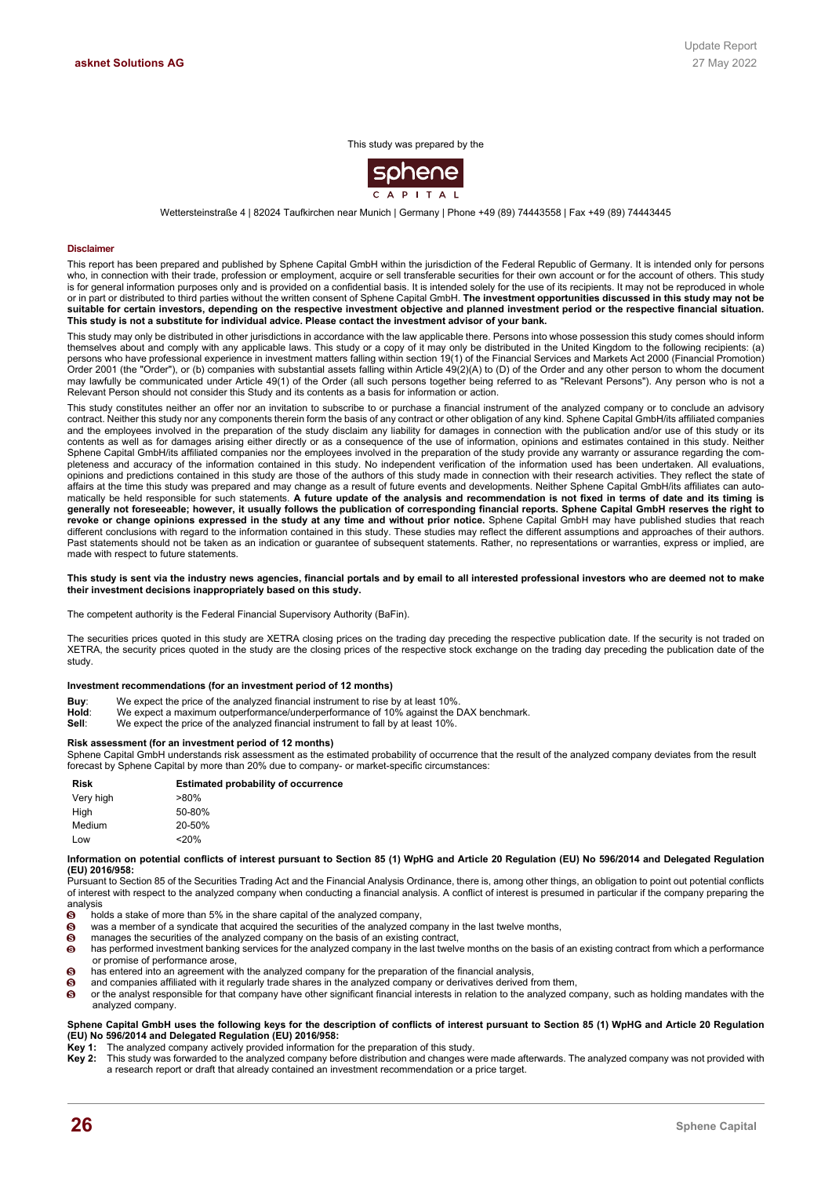This study was prepared by the

sphene CAPITAL

Wettersteinstraße 4 | 82024 Taufkirchen near Munich | Germany | Phone +49 (89) 74443558 | Fax +49 (89) 74443445

### Disclaimer

This report has been prepared and published by Sphene Capital GmbH within the jurisdiction of the Federal Republic of Germany. It is intended only for persons who, in connection with their trade, profession or employment, acquire or sell transferable securities for their own account or for the account of others. This study is for general information purposes only and is provided on a confidential basis. It is intended solely for the use of its recipients. It may not be reproduced in whole or in part or distributed to third parties without the written consent of Sphene Capital GmbH. **The investment opportunities discussed in this study may not be suitable for certain investors, depending on the respective investment objective and planned investment period or the respective financial situation. This study is not a substitute for individual advice. Please contact the investment advisor of your bank.**

This study may only be distributed in other jurisdictions in accordance with the law applicable there. Persons into whose possession this study comes should inform themselves about and comply with any applicable laws. This study or a copy of it may only be distributed in the United Kingdom to the following recipients: (a) persons who have professional experience in investment matters falling within section 19(1) of the Financial Services and Markets Act 2000 (Financial Promotion) Order 2001 (the "Order"), or (b) companies with substantial assets falling within Article 49(2)(A) to (D) of the Order and any other person to whom the document may lawfully be communicated under Article 49(1) of the Order (all such persons together being referred to as "Relevant Persons"). Any person who is not a Relevant Person should not consider this Study and its contents as a basis for information or action.

This study constitutes neither an offer nor an invitation to subscribe to or purchase a financial instrument of the analyzed company or to conclude an advisory contract. Neither this study nor any components therein form the basis of any contract or other obligation of any kind. Sphene Capital GmbH/its affiliated companies and the employees involved in the preparation of the study disclaim any liability for damages in connection with the publication and/or use of this study or its contents as well as for damages arising either directly or as a consequence of the use of information, opinions and estimates contained in this study. Neither Sphene Capital GmbH/its affiliated companies nor the employees involved in the preparation of the study provide any warranty or assurance regarding the completeness and accuracy of the information contained in this study. No independent verification of the information used has been undertaken. All evaluations, opinions and predictions contained in this study are those of the authors of this study made in connection with their research activities. They reflect the state of affairs at the time this study was prepared and may change as a result of future events and developments. Neither Sphene Capital GmbH/its affiliates can automatically be held responsible for such statements. **A future update of the analysis and recommendation is not fixed in terms of date and its timing is generally not foreseeable; however, it usually follows the publication of corresponding financial reports. Sphene Capital GmbH reserves the right to revoke or change opinions expressed in the study at any time and without prior notice.** Sphene Capital GmbH may have published studies that reach different conclusions with regard to the information contained in this study. These studies may reflect the different assumptions and approaches of their authors. Past statements should not be taken as an indication or guarantee of subsequent statements. Rather, no representations or warranties, express or implied, are made with respect to future statements.

**This study is sent via the industry news agencies, financial portals and by email to all interested professional investors who are deemed not to make their investment decisions inappropriately based on this study.**

The competent authority is the Federal Financial Supervisory Authority (BaFin).

The securities prices quoted in this study are XETRA closing prices on the trading day preceding the respective publication date. If the security is not traded on XETRA, the security prices quoted in the study are the closing prices of the respective stock exchange on the trading day preceding the publication date of the study.

**Investment recommendations (for an investment period of 12 months)**

**Buy**: We expect the price of the analyzed financial instrument to rise by at least 10%.
**Hold**: We expect a maximum outperformance/underperformance of 10% against the DAX benchmark.
**Sell**: We expect the price of the analyzed financial instrument to fall by at least 10%.

**Risk assessment (for an investment period of 12 months)**

Sphene Capital GmbH understands risk assessment as the estimated probability of occurrence that the result of the analyzed company deviates from the result forecast by Sphene Capital by more than 20% due to company- or market-specific circumstances:

| Risk | Estimated probability of occurrence |
|---|---|
| Very high | >80% |
| High | 50-80% |
| Medium | 20-50% |
| Low | <20% |

**Information on potential conflicts of interest pursuant to Section 85 (1) WpHG and Article 20 Regulation (EU) No 596/2014 and Delegated Regulation (EU) 2016/958:**

Pursuant to Section 85 of the Securities Trading Act and the Financial Analysis Ordinance, there is, among other things, an obligation to point out potential conflicts of interest with respect to the analyzed company when conducting a financial analysis. A conflict of interest is presumed in particular if the company preparing the analysis

- holds a stake of more than 5% in the share capital of the analyzed company,
- was a member of a syndicate that acquired the securities of the analyzed company in the last twelve months,
- manages the securities of the analyzed company on the basis of an existing contract,
- has performed investment banking services for the analyzed company in the last twelve months on the basis of an existing contract from which a performance or promise of performance arose,
- has entered into an agreement with the analyzed company for the preparation of the financial analysis,
- and companies affiliated with it regularly trade shares in the analyzed company or derivatives derived from them,
- or the analyst responsible for that company have other significant financial interests in relation to the analyzed company, such as holding mandates with the analyzed company.

**Sphene Capital GmbH uses the following keys for the description of conflicts of interest pursuant to Section 85 (1) WpHG and Article 20 Regulation (EU) No 596/2014 and Delegated Regulation (EU) 2016/958:**

**Key 1:** The analyzed company actively provided information for the preparation of this study.
**Key 2:** This study was forwarded to the analyzed company before distribution and changes were made afterwards. The analyzed company was not provided with a research report or draft that already contained an investment recommendation or a price target.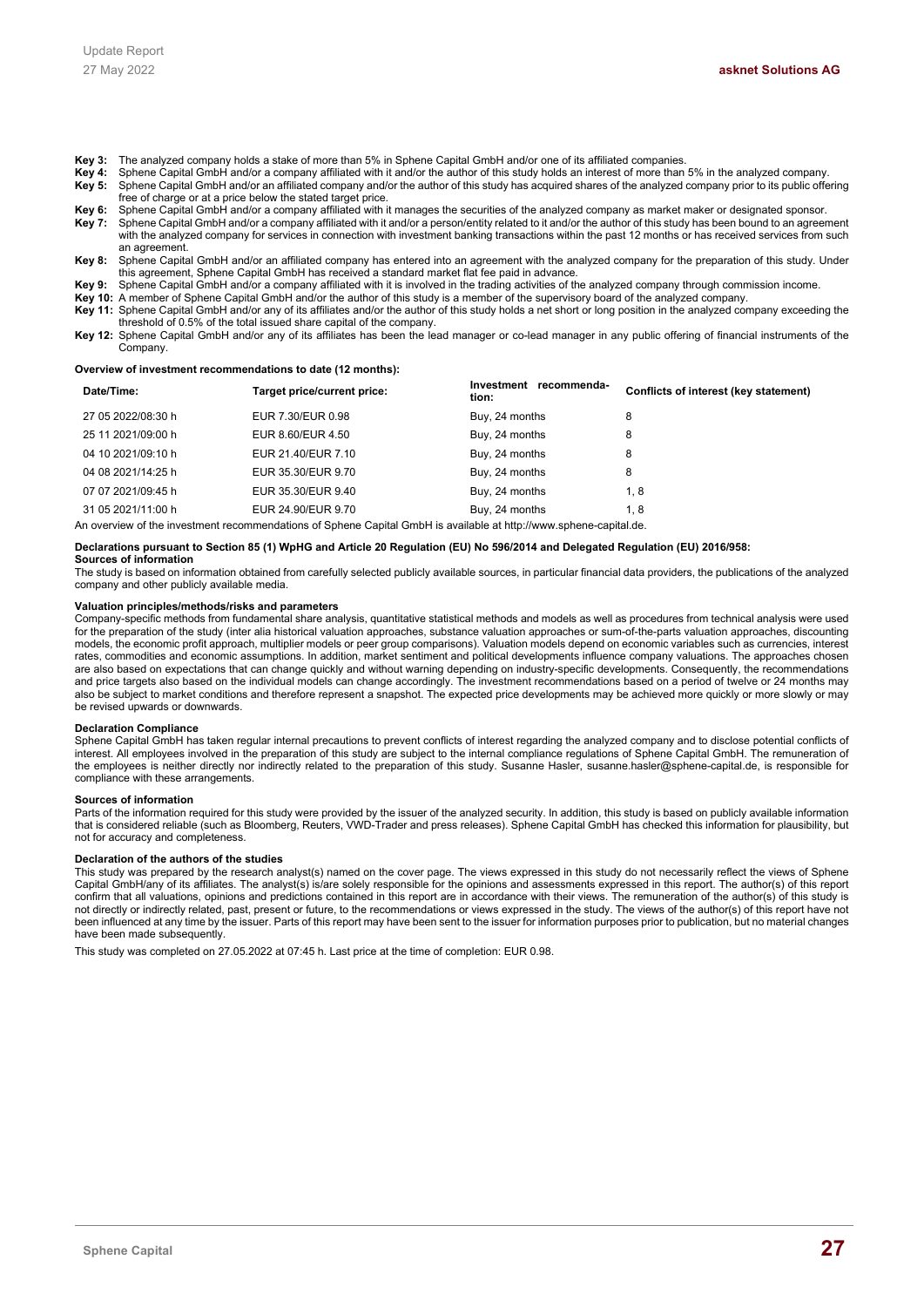**Key 3:** The analyzed company holds a stake of more than 5% in Sphene Capital GmbH and/or one of its affiliated companies.
**Key 4:** Sphene Capital GmbH and/or a company affiliated with it and/or the author of this study holds an interest of more than 5% in the analyzed company.
**Key 5:** Sphene Capital GmbH and/or an affiliated company and/or the author of this study has acquired shares of the analyzed company prior to its public offering free of charge or at a price below the stated target price.
**Key 6:** Sphene Capital GmbH and/or a company affiliated with it manages the securities of the analyzed company as market maker or designated sponsor.
**Key 7:** Sphene Capital GmbH and/or a company affiliated with it and/or a person/entity related to it and/or the author of this study has been bound to an agreement with the analyzed company for services in connection with investment banking transactions within the past 12 months or has received services from such an agreement.
**Key 8:** Sphene Capital GmbH and/or an affiliated company has entered into an agreement with the analyzed company for the preparation of this study. Under this agreement, Sphene Capital GmbH has received a standard market flat fee paid in advance.
**Key 9:** Sphene Capital GmbH and/or a company affiliated with it is involved in the trading activities of the analyzed company through commission income.
**Key 10:** A member of Sphene Capital GmbH and/or the author of this study is a member of the supervisory board of the analyzed company.
**Key 11:** Sphene Capital GmbH and/or any of its affiliates and/or the author of this study holds a net short or long position in the analyzed company exceeding the threshold of 0.5% of the total issued share capital of the company.
**Key 12:** Sphene Capital GmbH and/or any of its affiliates has been the lead manager or co-lead manager in any public offering of financial instruments of the Company.

**Overview of investment recommendations to date (12 months):**

| Date/Time: | Target price/current price: | Investment recommendation: | Conflicts of interest (key statement) |
|---|---|---|---|
| 27 05 2022/08:30 h | EUR 7.30/EUR 0.98 | Buy, 24 months | 8 |
| 25 11 2021/09:00 h | EUR 8.60/EUR 4.50 | Buy, 24 months | 8 |
| 04 10 2021/09:10 h | EUR 21.40/EUR 7.10 | Buy, 24 months | 8 |
| 04 08 2021/14:25 h | EUR 35.30/EUR 9.70 | Buy, 24 months | 8 |
| 07 07 2021/09:45 h | EUR 35.30/EUR 9.40 | Buy, 24 months | 1, 8 |
| 31 05 2021/11:00 h | EUR 24.90/EUR 9.70 | Buy, 24 months | 1, 8 |

An overview of the investment recommendations of Sphene Capital GmbH is available at http://www.sphene-capital.de.

**Declarations pursuant to Section 85 (1) WpHG and Article 20 Regulation (EU) No 596/2014 and Delegated Regulation (EU) 2016/958:**

**Sources of information**

The study is based on information obtained from carefully selected publicly available sources, in particular financial data providers, the publications of the analyzed company and other publicly available media.

**Valuation principles/methods/risks and parameters**

Company-specific methods from fundamental share analysis, quantitative statistical methods and models as well as procedures from technical analysis were used for the preparation of the study (inter alia historical valuation approaches, substance valuation approaches or sum-of-the-parts valuation approaches, discounting models, the economic profit approach, multiplier models or peer group comparisons). Valuation models depend on economic variables such as currencies, interest rates, commodities and economic assumptions. In addition, market sentiment and political developments influence company valuations. The approaches chosen are also based on expectations that can change quickly and without warning depending on industry-specific developments. Consequently, the recommendations and price targets also based on the individual models can change accordingly. The investment recommendations based on a period of twelve or 24 months may also be subject to market conditions and therefore represent a snapshot. The expected price developments may be achieved more quickly or more slowly or may be revised upwards or downwards.

**Declaration Compliance**

Sphene Capital GmbH has taken regular internal precautions to prevent conflicts of interest regarding the analyzed company and to disclose potential conflicts of interest. All employees involved in the preparation of this study are subject to the internal compliance regulations of Sphene Capital GmbH. The remuneration of the employees is neither directly nor indirectly related to the preparation of this study. Susanne Hasler, susanne.hasler@sphene-capital.de, is responsible for compliance with these arrangements.

**Sources of information**

Parts of the information required for this study were provided by the issuer of the analyzed security. In addition, this study is based on publicly available information that is considered reliable (such as Bloomberg, Reuters, VWD-Trader and press releases). Sphene Capital GmbH has checked this information for plausibility, but not for accuracy and completeness.

**Declaration of the authors of the studies**

This study was prepared by the research analyst(s) named on the cover page. The views expressed in this study do not necessarily reflect the views of Sphene Capital GmbH/any of its affiliates. The analyst(s) is/are solely responsible for the opinions and assessments expressed in this report. The author(s) of this report confirm that all valuations, opinions and predictions contained in this report are in accordance with their views. The remuneration of the author(s) of this study is not directly or indirectly related, past, present or future, to the recommendations or views expressed in the study. The views of the author(s) of this report have not been influenced at any time by the issuer. Parts of this report may have been sent to the issuer for information purposes prior to publication, but no material changes have been made subsequently.

This study was completed on 27.05.2022 at 07:45 h. Last price at the time of completion: EUR 0.98.